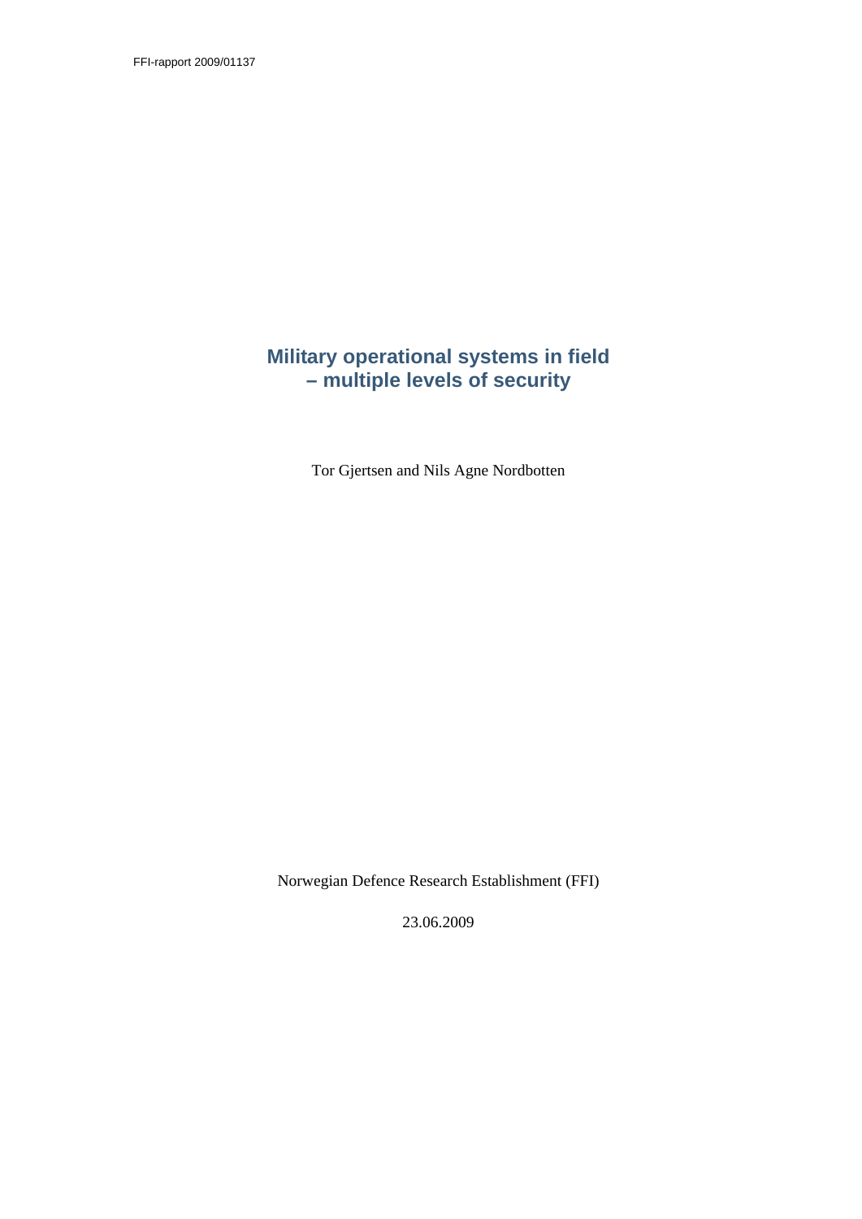FFI-rapport 2009/01137

# Military operational systems in field – multiple levels of security

Tor Gjertsen and Nils Agne Nordbotten

Norwegian Defence Research Establishment (FFI)

23.06.2009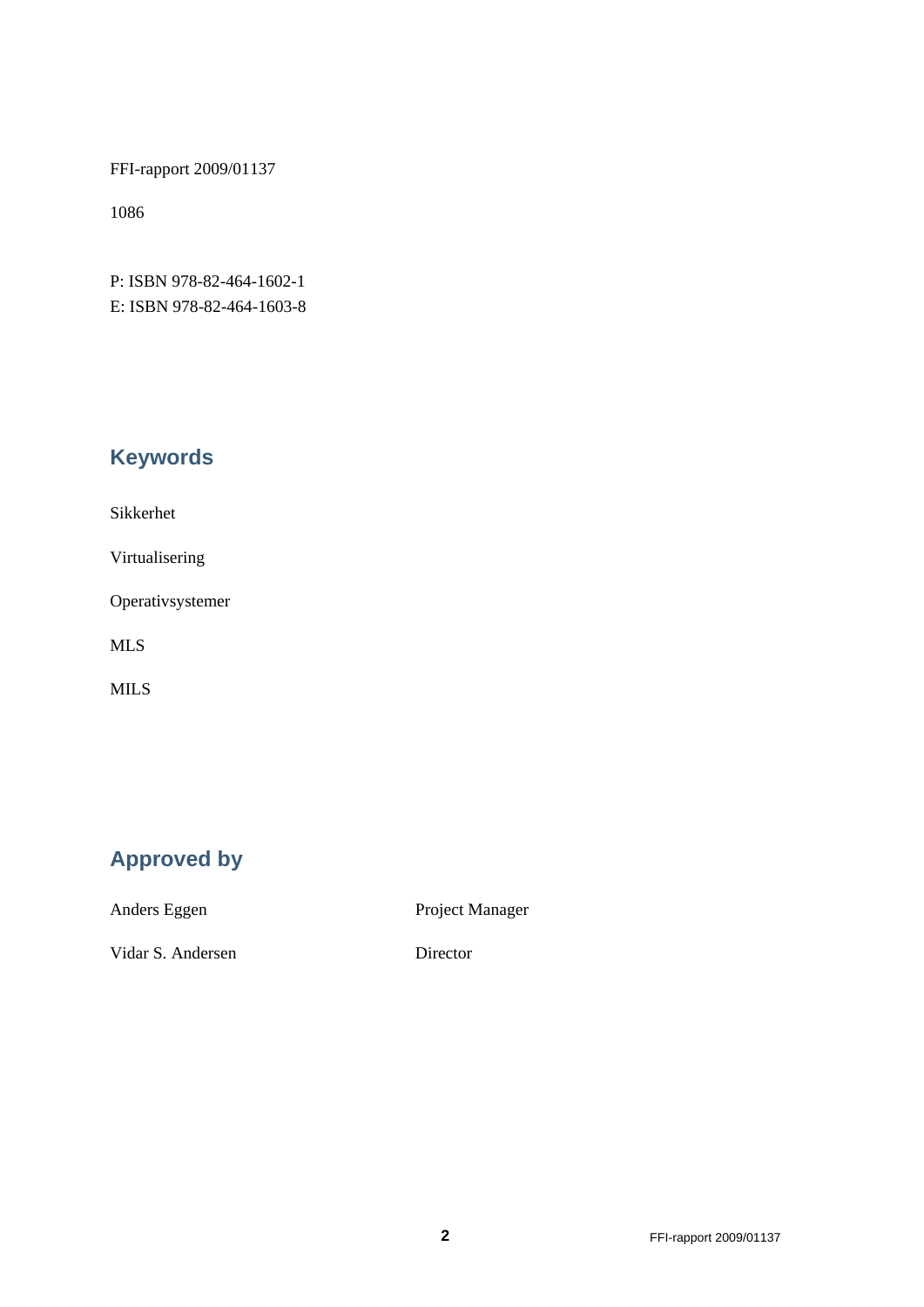FFI-rapport 2009/01137

1086

P: ISBN 978-82-464-1602-1
E: ISBN 978-82-464-1603-8

## Keywords

Sikkerhet

Virtualisering

Operativsystemer

MLS

MILS

## Approved by

| | |
|---|---|
| Anders Eggen | Project Manager |
| Vidar S. Andersen | Director |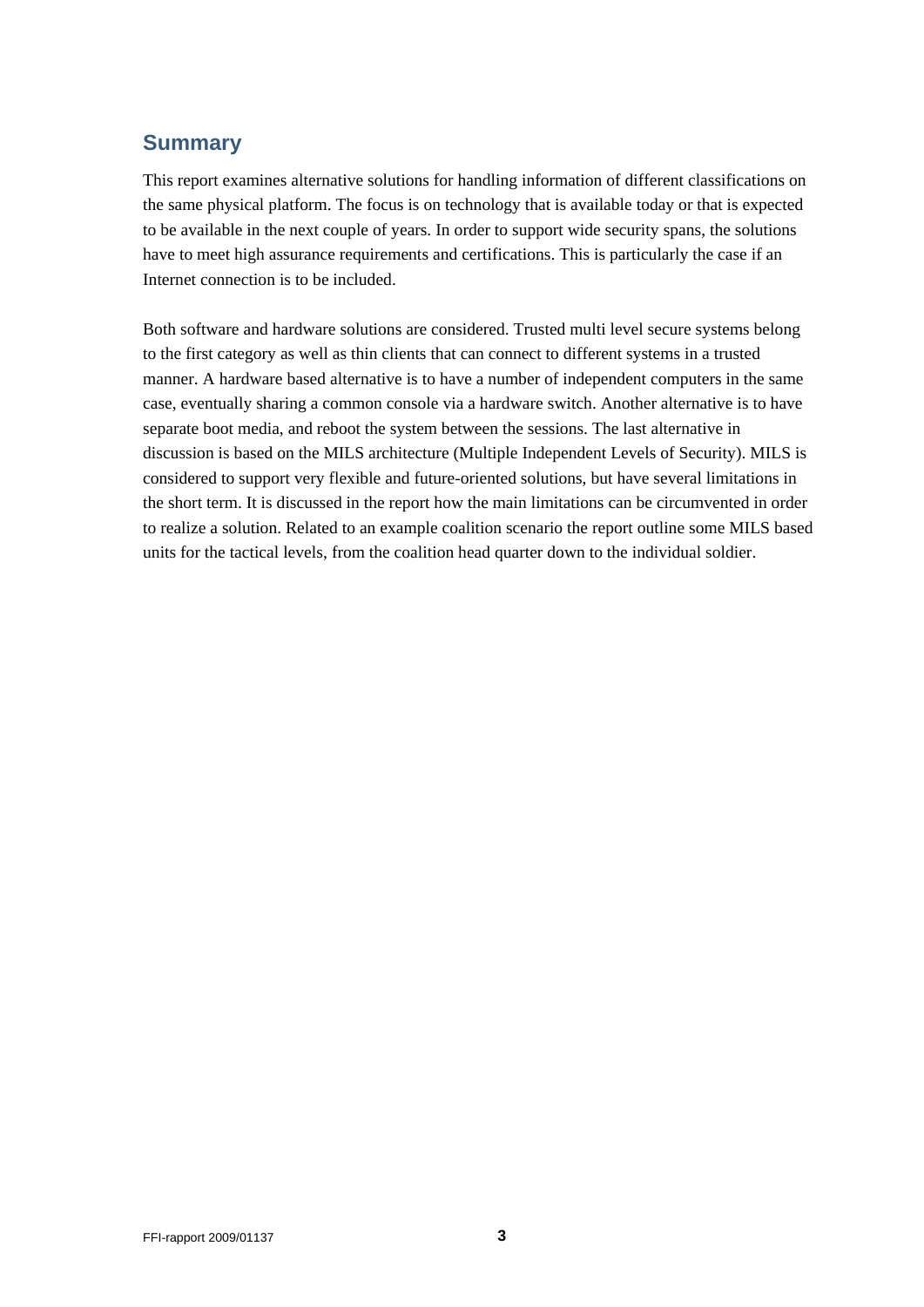## Summary

This report examines alternative solutions for handling information of different classifications on the same physical platform. The focus is on technology that is available today or that is expected to be available in the next couple of years. In order to support wide security spans, the solutions have to meet high assurance requirements and certifications. This is particularly the case if an Internet connection is to be included.

Both software and hardware solutions are considered. Trusted multi level secure systems belong to the first category as well as thin clients that can connect to different systems in a trusted manner. A hardware based alternative is to have a number of independent computers in the same case, eventually sharing a common console via a hardware switch. Another alternative is to have separate boot media, and reboot the system between the sessions. The last alternative in discussion is based on the MILS architecture (Multiple Independent Levels of Security). MILS is considered to support very flexible and future-oriented solutions, but have several limitations in the short term. It is discussed in the report how the main limitations can be circumvented in order to realize a solution. Related to an example coalition scenario the report outline some MILS based units for the tactical levels, from the coalition head quarter down to the individual soldier.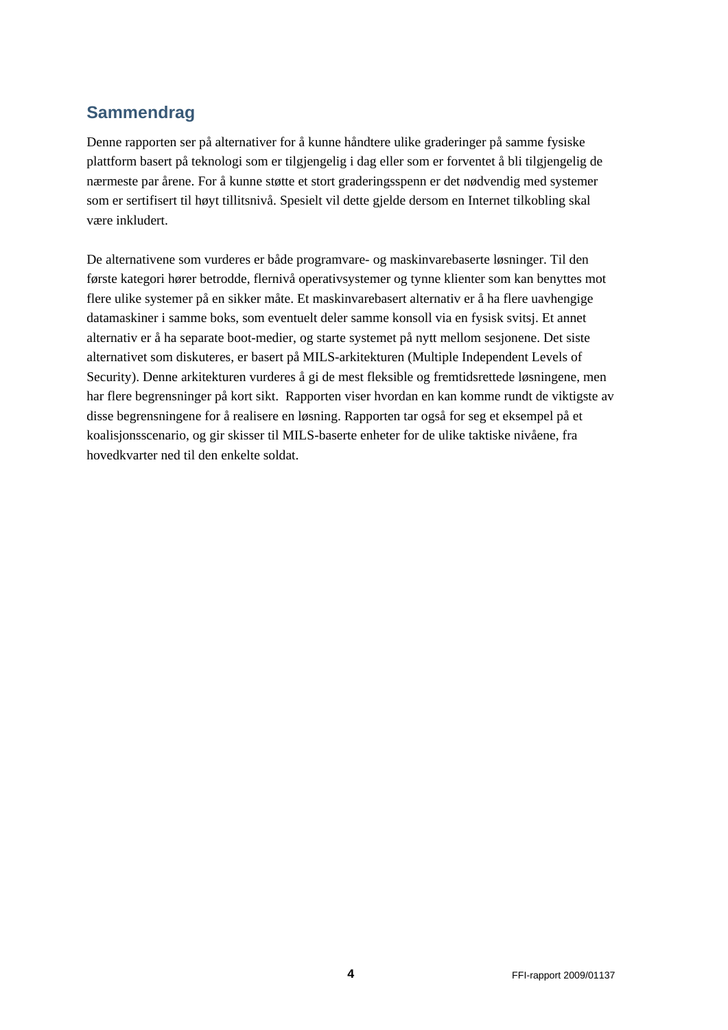## Sammendrag

Denne rapporten ser på alternativer for å kunne håndtere ulike graderinger på samme fysiske plattform basert på teknologi som er tilgjengelig i dag eller som er forventet å bli tilgjengelig de nærmeste par årene. For å kunne støtte et stort graderingsspenn er det nødvendig med systemer som er sertifisert til høyt tillitsnivå. Spesielt vil dette gjelde dersom en Internet tilkobling skal være inkludert.

De alternativene som vurderes er både programvare- og maskinvarebaserte løsninger. Til den første kategori hører betrodde, flernivå operativsystemer og tynne klienter som kan benyttes mot flere ulike systemer på en sikker måte. Et maskinvarebasert alternativ er å ha flere uavhengige datamaskiner i samme boks, som eventuelt deler samme konsoll via en fysisk svitsj. Et annet alternativ er å ha separate boot-medier, og starte systemet på nytt mellom sesjonene. Det siste alternativet som diskuteres, er basert på MILS-arkitekturen (Multiple Independent Levels of Security). Denne arkitekturen vurderes å gi de mest fleksible og fremtidsrettede løsningene, men har flere begrensninger på kort sikt.  Rapporten viser hvordan en kan komme rundt de viktigste av disse begrensningene for å realisere en løsning. Rapporten tar også for seg et eksempel på et koalisjonsscenario, og gir skisser til MILS-baserte enheter for de ulike taktiske nivåene, fra hovedkvarter ned til den enkelte soldat.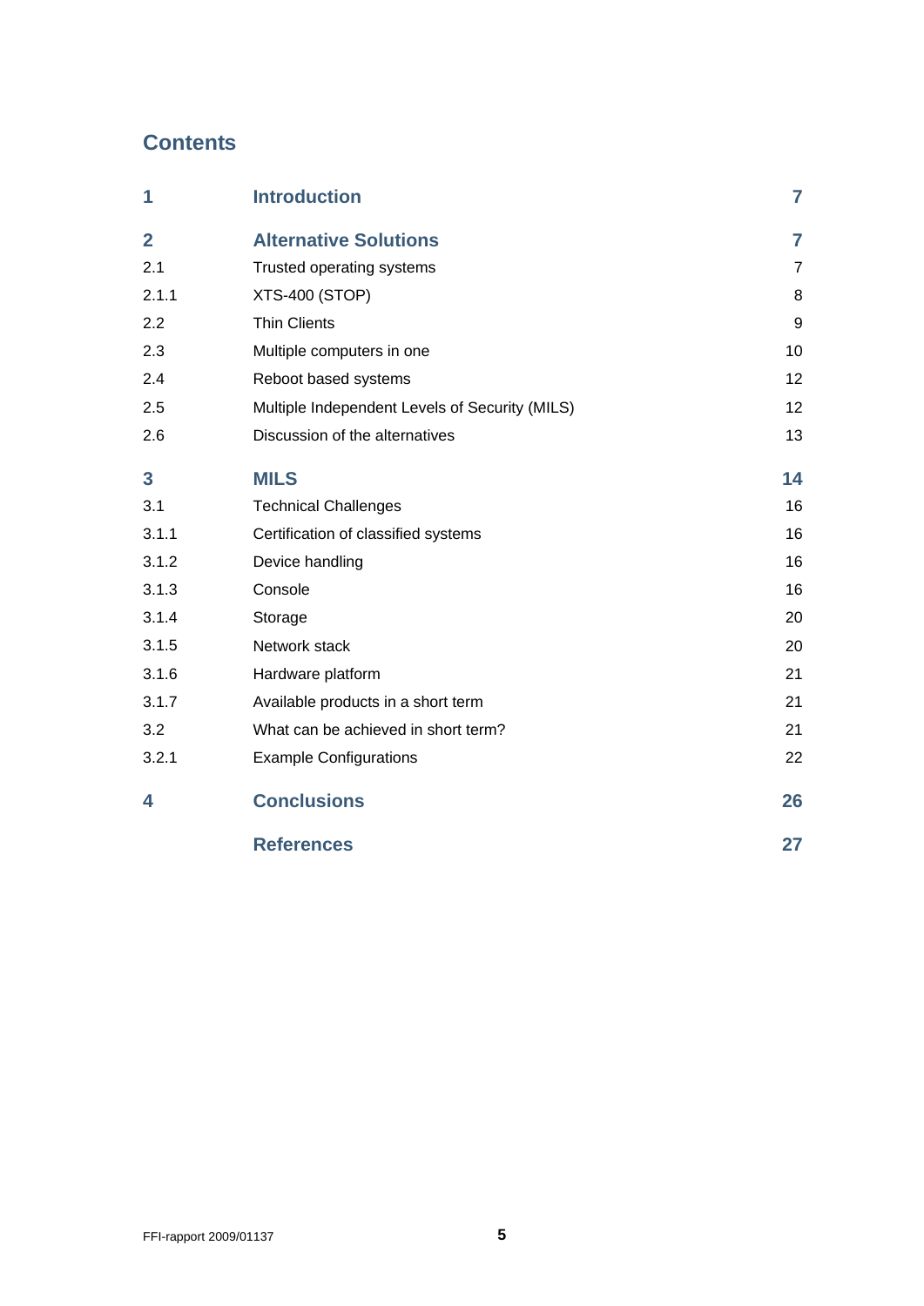## Contents

| | | |
|---|---|---|
| **1** | **Introduction** | **7** |
| **2** | **Alternative Solutions** | **7** |
| 2.1 | Trusted operating systems | 7 |
| 2.1.1 | XTS-400 (STOP) | 8 |
| 2.2 | Thin Clients | 9 |
| 2.3 | Multiple computers in one | 10 |
| 2.4 | Reboot based systems | 12 |
| 2.5 | Multiple Independent Levels of Security (MILS) | 12 |
| 2.6 | Discussion of the alternatives | 13 |
| **3** | **MILS** | **14** |
| 3.1 | Technical Challenges | 16 |
| 3.1.1 | Certification of classified systems | 16 |
| 3.1.2 | Device handling | 16 |
| 3.1.3 | Console | 16 |
| 3.1.4 | Storage | 20 |
| 3.1.5 | Network stack | 20 |
| 3.1.6 | Hardware platform | 21 |
| 3.1.7 | Available products in a short term | 21 |
| 3.2 | What can be achieved in short term? | 21 |
| 3.2.1 | Example Configurations | 22 |
| **4** | **Conclusions** | **26** |
| | **References** | **27** |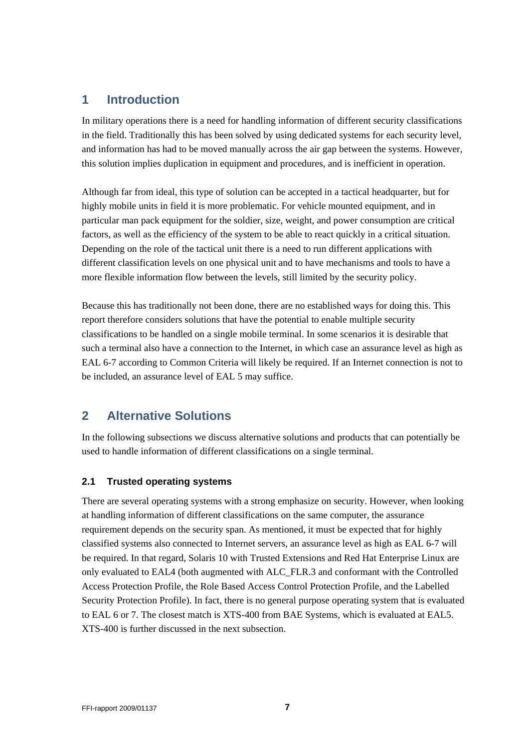# 1 Introduction

In military operations there is a need for handling information of different security classifications in the field. Traditionally this has been solved by using dedicated systems for each security level, and information has had to be moved manually across the air gap between the systems. However, this solution implies duplication in equipment and procedures, and is inefficient in operation.

Although far from ideal, this type of solution can be accepted in a tactical headquarter, but for highly mobile units in field it is more problematic. For vehicle mounted equipment, and in particular man pack equipment for the soldier, size, weight, and power consumption are critical factors, as well as the efficiency of the system to be able to react quickly in a critical situation. Depending on the role of the tactical unit there is a need to run different applications with different classification levels on one physical unit and to have mechanisms and tools to have a more flexible information flow between the levels, still limited by the security policy.

Because this has traditionally not been done, there are no established ways for doing this. This report therefore considers solutions that have the potential to enable multiple security classifications to be handled on a single mobile terminal. In some scenarios it is desirable that such a terminal also have a connection to the Internet, in which case an assurance level as high as EAL 6-7 according to Common Criteria will likely be required. If an Internet connection is not to be included, an assurance level of EAL 5 may suffice.

# 2 Alternative Solutions

In the following subsections we discuss alternative solutions and products that can potentially be used to handle information of different classifications on a single terminal.

## 2.1 Trusted operating systems

There are several operating systems with a strong emphasize on security. However, when looking at handling information of different classifications on the same computer, the assurance requirement depends on the security span. As mentioned, it must be expected that for highly classified systems also connected to Internet servers, an assurance level as high as EAL 6-7 will be required. In that regard, Solaris 10 with Trusted Extensions and Red Hat Enterprise Linux are only evaluated to EAL4 (both augmented with ALC_FLR.3 and conformant with the Controlled Access Protection Profile, the Role Based Access Control Protection Profile, and the Labelled Security Protection Profile). In fact, there is no general purpose operating system that is evaluated to EAL 6 or 7. The closest match is XTS-400 from BAE Systems, which is evaluated at EAL5. XTS-400 is further discussed in the next subsection.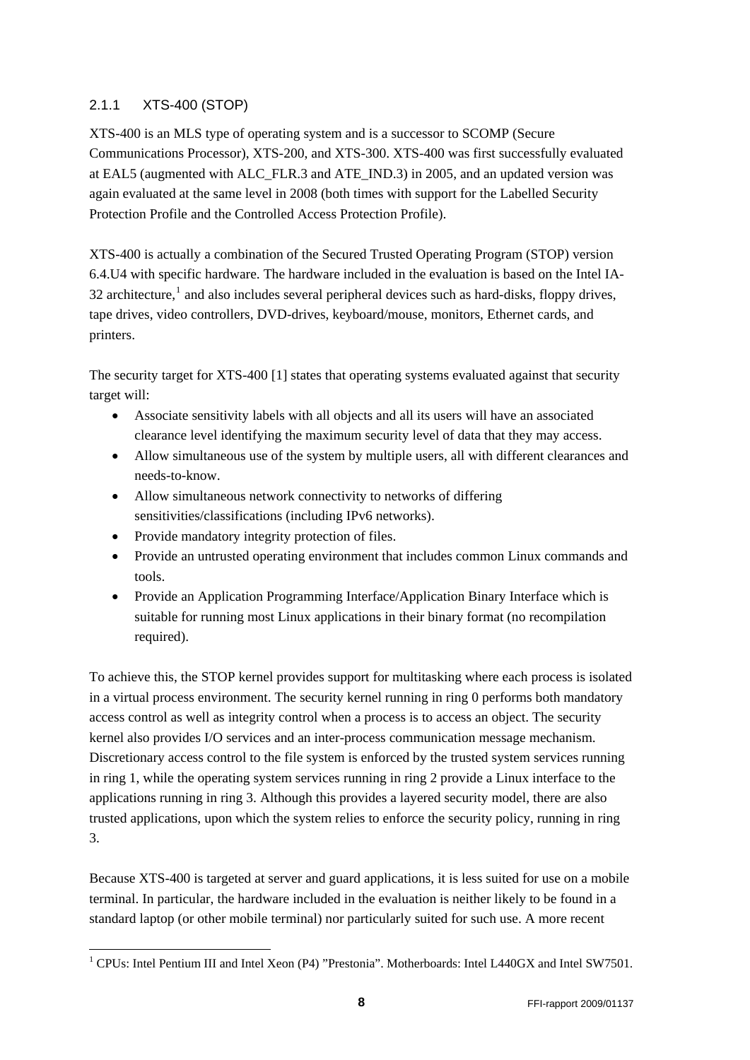### 2.1.1 XTS-400 (STOP)

XTS-400 is an MLS type of operating system and is a successor to SCOMP (Secure Communications Processor), XTS-200, and XTS-300. XTS-400 was first successfully evaluated at EAL5 (augmented with ALC_FLR.3 and ATE_IND.3) in 2005, and an updated version was again evaluated at the same level in 2008 (both times with support for the Labelled Security Protection Profile and the Controlled Access Protection Profile).

XTS-400 is actually a combination of the Secured Trusted Operating Program (STOP) version 6.4.U4 with specific hardware. The hardware included in the evaluation is based on the Intel IA-32 architecture,[1] and also includes several peripheral devices such as hard-disks, floppy drives, tape drives, video controllers, DVD-drives, keyboard/mouse, monitors, Ethernet cards, and printers.

The security target for XTS-400 [1] states that operating systems evaluated against that security target will:

- Associate sensitivity labels with all objects and all its users will have an associated clearance level identifying the maximum security level of data that they may access.
- Allow simultaneous use of the system by multiple users, all with different clearances and needs-to-know.
- Allow simultaneous network connectivity to networks of differing sensitivities/classifications (including IPv6 networks).
- Provide mandatory integrity protection of files.
- Provide an untrusted operating environment that includes common Linux commands and tools.
- Provide an Application Programming Interface/Application Binary Interface which is suitable for running most Linux applications in their binary format (no recompilation required).

To achieve this, the STOP kernel provides support for multitasking where each process is isolated in a virtual process environment. The security kernel running in ring 0 performs both mandatory access control as well as integrity control when a process is to access an object. The security kernel also provides I/O services and an inter-process communication message mechanism. Discretionary access control to the file system is enforced by the trusted system services running in ring 1, while the operating system services running in ring 2 provide a Linux interface to the applications running in ring 3. Although this provides a layered security model, there are also trusted applications, upon which the system relies to enforce the security policy, running in ring 3.

Because XTS-400 is targeted at server and guard applications, it is less suited for use on a mobile terminal. In particular, the hardware included in the evaluation is neither likely to be found in a standard laptop (or other mobile terminal) nor particularly suited for such use. A more recent

[1] CPUs: Intel Pentium III and Intel Xeon (P4) "Prestonia". Motherboards: Intel L440GX and Intel SW7501.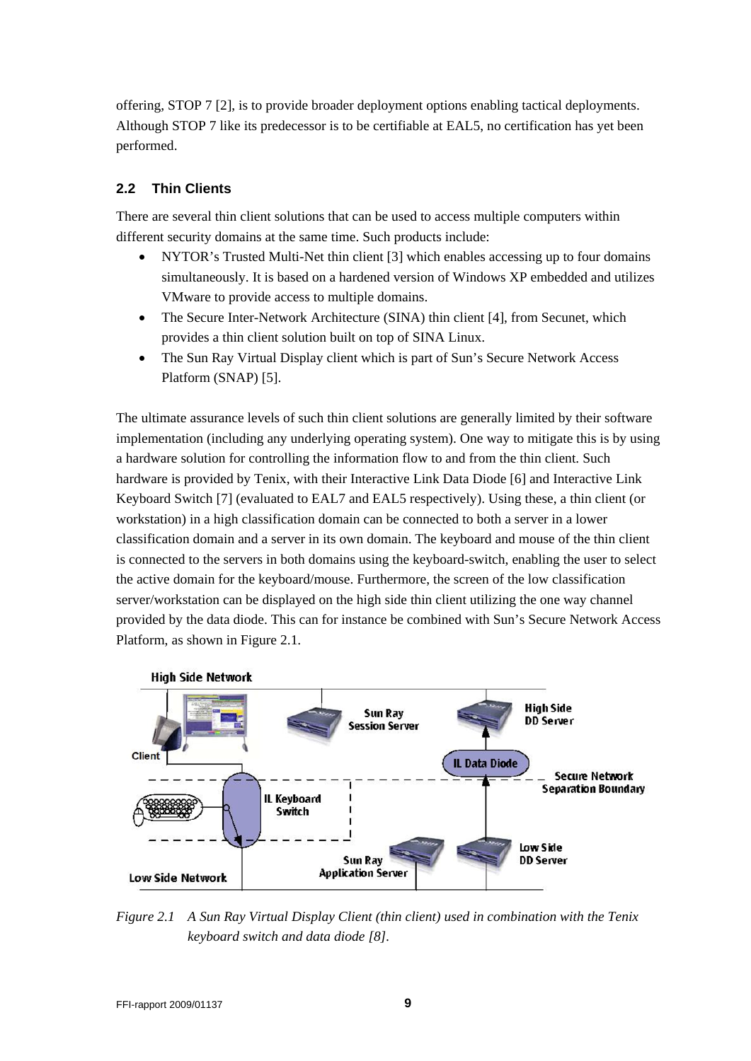offering, STOP 7 [2], is to provide broader deployment options enabling tactical deployments. Although STOP 7 like its predecessor is to be certifiable at EAL5, no certification has yet been performed.

### 2.2 Thin Clients

There are several thin client solutions that can be used to access multiple computers within different security domains at the same time. Such products include:

- NYTOR's Trusted Multi-Net thin client [3] which enables accessing up to four domains simultaneously. It is based on a hardened version of Windows XP embedded and utilizes VMware to provide access to multiple domains.
- The Secure Inter-Network Architecture (SINA) thin client [4], from Secunet, which provides a thin client solution built on top of SINA Linux.
- The Sun Ray Virtual Display client which is part of Sun's Secure Network Access Platform (SNAP) [5].

The ultimate assurance levels of such thin client solutions are generally limited by their software implementation (including any underlying operating system). One way to mitigate this is by using a hardware solution for controlling the information flow to and from the thin client. Such hardware is provided by Tenix, with their Interactive Link Data Diode [6] and Interactive Link Keyboard Switch [7] (evaluated to EAL7 and EAL5 respectively). Using these, a thin client (or workstation) in a high classification domain can be connected to both a server in a lower classification domain and a server in its own domain. The keyboard and mouse of the thin client is connected to the servers in both domains using the keyboard-switch, enabling the user to select the active domain for the keyboard/mouse. Furthermore, the screen of the low classification server/workstation can be displayed on the high side thin client utilizing the one way channel provided by the data diode. This can for instance be combined with Sun's Secure Network Access Platform, as shown in Figure 2.1.

*Figure 2.1 A Sun Ray Virtual Display Client (thin client) used in combination with the Tenix keyboard switch and data diode [8].*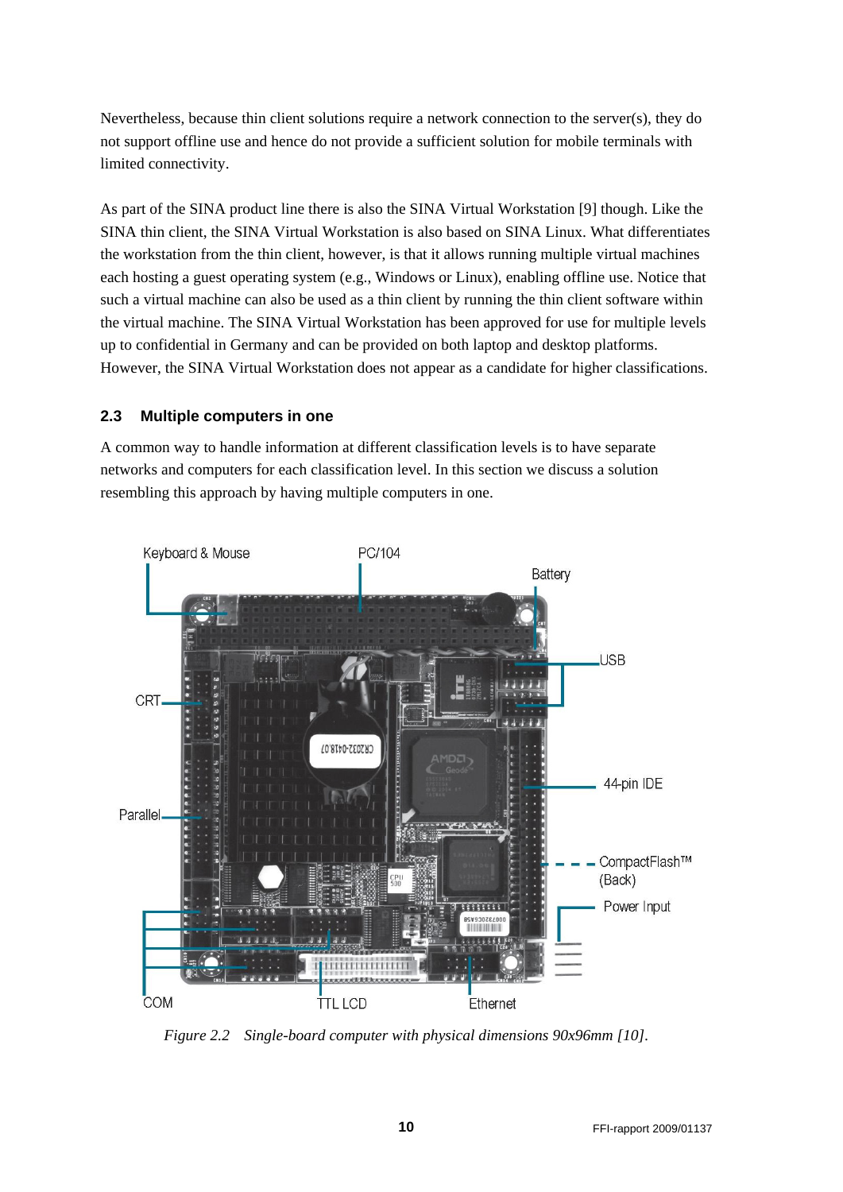Nevertheless, because thin client solutions require a network connection to the server(s), they do not support offline use and hence do not provide a sufficient solution for mobile terminals with limited connectivity.

As part of the SINA product line there is also the SINA Virtual Workstation [9] though. Like the SINA thin client, the SINA Virtual Workstation is also based on SINA Linux. What differentiates the workstation from the thin client, however, is that it allows running multiple virtual machines each hosting a guest operating system (e.g., Windows or Linux), enabling offline use. Notice that such a virtual machine can also be used as a thin client by running the thin client software within the virtual machine. The SINA Virtual Workstation has been approved for use for multiple levels up to confidential in Germany and can be provided on both laptop and desktop platforms. However, the SINA Virtual Workstation does not appear as a candidate for higher classifications.

### 2.3 Multiple computers in one

A common way to handle information at different classification levels is to have separate networks and computers for each classification level. In this section we discuss a solution resembling this approach by having multiple computers in one.

*Figure 2.2 Single-board computer with physical dimensions 90x96mm [10].*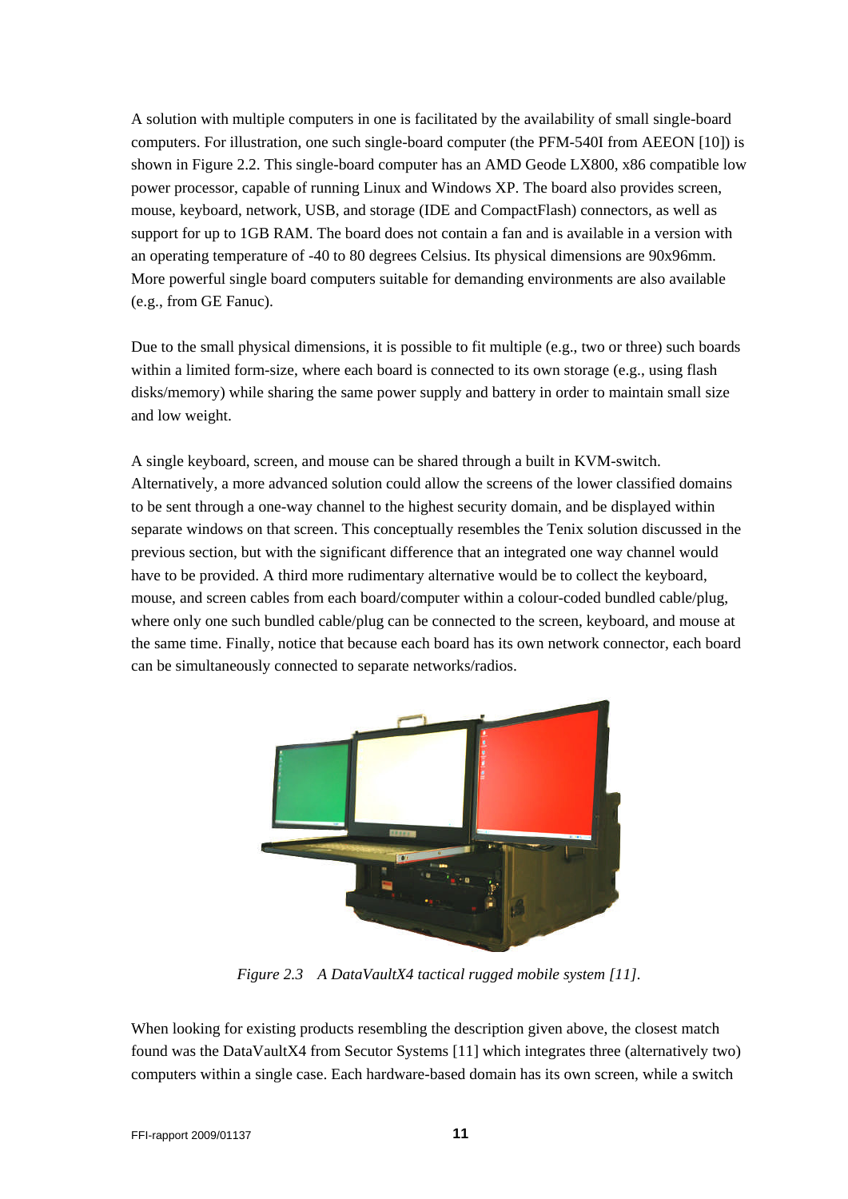A solution with multiple computers in one is facilitated by the availability of small single-board computers. For illustration, one such single-board computer (the PFM-540I from AEEON [10]) is shown in Figure 2.2. This single-board computer has an AMD Geode LX800, x86 compatible low power processor, capable of running Linux and Windows XP. The board also provides screen, mouse, keyboard, network, USB, and storage (IDE and CompactFlash) connectors, as well as support for up to 1GB RAM. The board does not contain a fan and is available in a version with an operating temperature of -40 to 80 degrees Celsius. Its physical dimensions are 90x96mm. More powerful single board computers suitable for demanding environments are also available (e.g., from GE Fanuc).

Due to the small physical dimensions, it is possible to fit multiple (e.g., two or three) such boards within a limited form-size, where each board is connected to its own storage (e.g., using flash disks/memory) while sharing the same power supply and battery in order to maintain small size and low weight.

A single keyboard, screen, and mouse can be shared through a built in KVM-switch. Alternatively, a more advanced solution could allow the screens of the lower classified domains to be sent through a one-way channel to the highest security domain, and be displayed within separate windows on that screen. This conceptually resembles the Tenix solution discussed in the previous section, but with the significant difference that an integrated one way channel would have to be provided. A third more rudimentary alternative would be to collect the keyboard, mouse, and screen cables from each board/computer within a colour-coded bundled cable/plug, where only one such bundled cable/plug can be connected to the screen, keyboard, and mouse at the same time. Finally, notice that because each board has its own network connector, each board can be simultaneously connected to separate networks/radios.

*Figure 2.3 A DataVaultX4 tactical rugged mobile system [11].*

When looking for existing products resembling the description given above, the closest match found was the DataVaultX4 from Secutor Systems [11] which integrates three (alternatively two) computers within a single case. Each hardware-based domain has its own screen, while a switch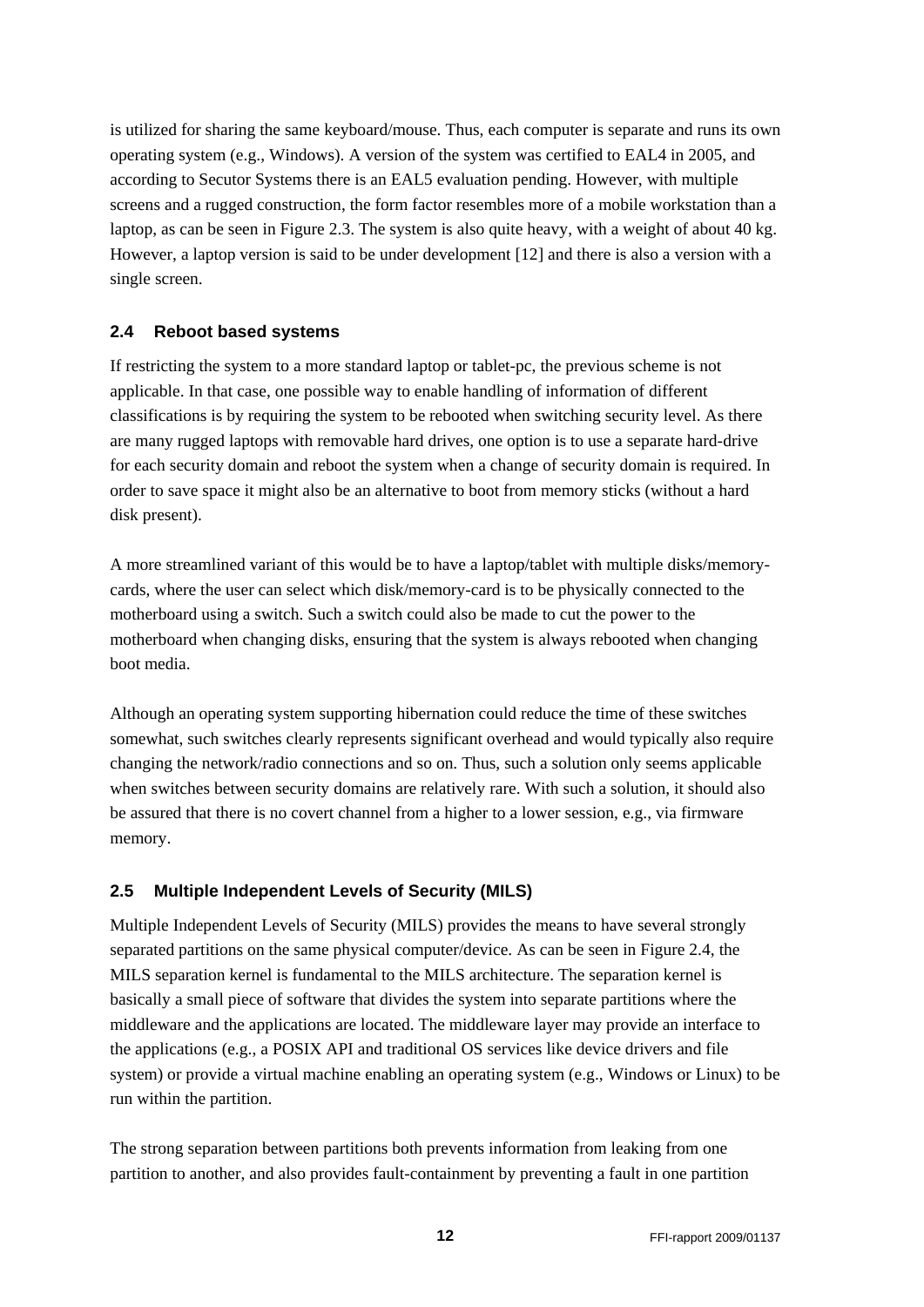is utilized for sharing the same keyboard/mouse. Thus, each computer is separate and runs its own operating system (e.g., Windows). A version of the system was certified to EAL4 in 2005, and according to Secutor Systems there is an EAL5 evaluation pending. However, with multiple screens and a rugged construction, the form factor resembles more of a mobile workstation than a laptop, as can be seen in Figure 2.3. The system is also quite heavy, with a weight of about 40 kg. However, a laptop version is said to be under development [12] and there is also a version with a single screen.

## 2.4 Reboot based systems

If restricting the system to a more standard laptop or tablet-pc, the previous scheme is not applicable. In that case, one possible way to enable handling of information of different classifications is by requiring the system to be rebooted when switching security level. As there are many rugged laptops with removable hard drives, one option is to use a separate hard-drive for each security domain and reboot the system when a change of security domain is required. In order to save space it might also be an alternative to boot from memory sticks (without a hard disk present).

A more streamlined variant of this would be to have a laptop/tablet with multiple disks/memory-cards, where the user can select which disk/memory-card is to be physically connected to the motherboard using a switch. Such a switch could also be made to cut the power to the motherboard when changing disks, ensuring that the system is always rebooted when changing boot media.

Although an operating system supporting hibernation could reduce the time of these switches somewhat, such switches clearly represents significant overhead and would typically also require changing the network/radio connections and so on. Thus, such a solution only seems applicable when switches between security domains are relatively rare. With such a solution, it should also be assured that there is no covert channel from a higher to a lower session, e.g., via firmware memory.

## 2.5 Multiple Independent Levels of Security (MILS)

Multiple Independent Levels of Security (MILS) provides the means to have several strongly separated partitions on the same physical computer/device. As can be seen in Figure 2.4, the MILS separation kernel is fundamental to the MILS architecture. The separation kernel is basically a small piece of software that divides the system into separate partitions where the middleware and the applications are located. The middleware layer may provide an interface to the applications (e.g., a POSIX API and traditional OS services like device drivers and file system) or provide a virtual machine enabling an operating system (e.g., Windows or Linux) to be run within the partition.

The strong separation between partitions both prevents information from leaking from one partition to another, and also provides fault-containment by preventing a fault in one partition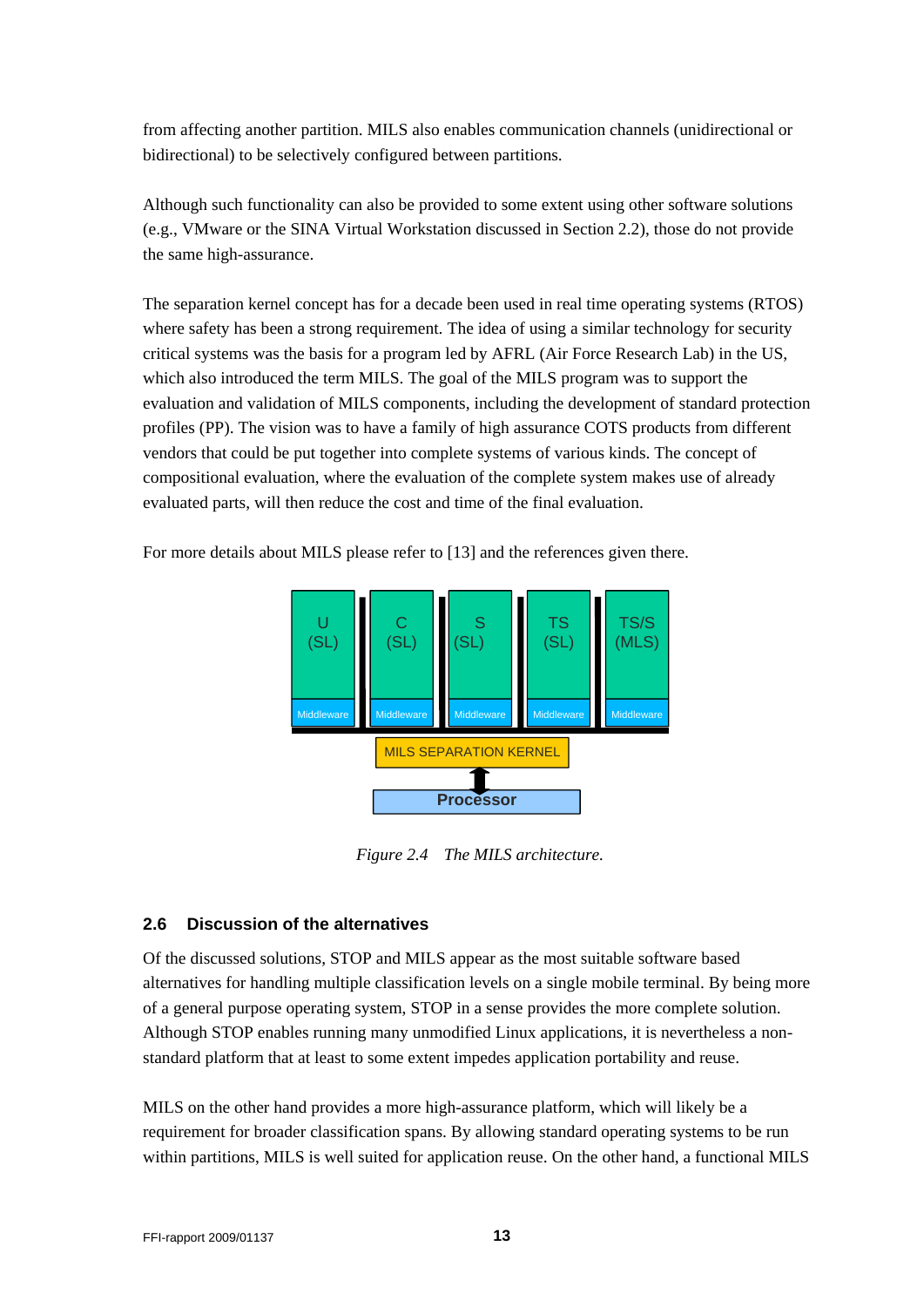from affecting another partition. MILS also enables communication channels (unidirectional or bidirectional) to be selectively configured between partitions.

Although such functionality can also be provided to some extent using other software solutions (e.g., VMware or the SINA Virtual Workstation discussed in Section 2.2), those do not provide the same high-assurance.

The separation kernel concept has for a decade been used in real time operating systems (RTOS) where safety has been a strong requirement. The idea of using a similar technology for security critical systems was the basis for a program led by AFRL (Air Force Research Lab) in the US, which also introduced the term MILS. The goal of the MILS program was to support the evaluation and validation of MILS components, including the development of standard protection profiles (PP). The vision was to have a family of high assurance COTS products from different vendors that could be put together into complete systems of various kinds. The concept of compositional evaluation, where the evaluation of the complete system makes use of already evaluated parts, will then reduce the cost and time of the final evaluation.

For more details about MILS please refer to [13] and the references given there.

*Figure 2.4 The MILS architecture.*

## 2.6 Discussion of the alternatives

Of the discussed solutions, STOP and MILS appear as the most suitable software based alternatives for handling multiple classification levels on a single mobile terminal. By being more of a general purpose operating system, STOP in a sense provides the more complete solution. Although STOP enables running many unmodified Linux applications, it is nevertheless a non-standard platform that at least to some extent impedes application portability and reuse.

MILS on the other hand provides a more high-assurance platform, which will likely be a requirement for broader classification spans. By allowing standard operating systems to be run within partitions, MILS is well suited for application reuse. On the other hand, a functional MILS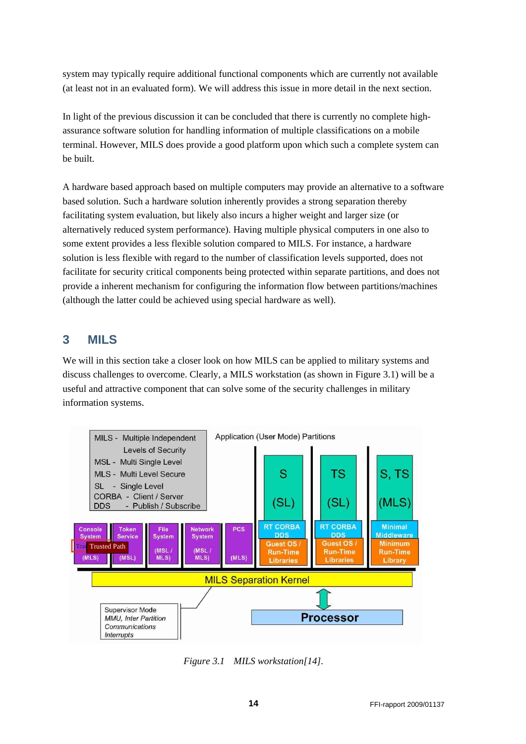system may typically require additional functional components which are currently not available (at least not in an evaluated form). We will address this issue in more detail in the next section.

In light of the previous discussion it can be concluded that there is currently no complete high-assurance software solution for handling information of multiple classifications on a mobile terminal. However, MILS does provide a good platform upon which such a complete system can be built.

A hardware based approach based on multiple computers may provide an alternative to a software based solution. Such a hardware solution inherently provides a strong separation thereby facilitating system evaluation, but likely also incurs a higher weight and larger size (or alternatively reduced system performance). Having multiple physical computers in one also to some extent provides a less flexible solution compared to MILS. For instance, a hardware solution is less flexible with regard to the number of classification levels supported, does not facilitate for security critical components being protected within separate partitions, and does not provide a inherent mechanism for configuring the information flow between partitions/machines (although the latter could be achieved using special hardware as well).

# 3 MILS

We will in this section take a closer look on how MILS can be applied to military systems and discuss challenges to overcome. Clearly, a MILS workstation (as shown in Figure 3.1) will be a useful and attractive component that can solve some of the security challenges in military information systems.

*Figure 3.1 MILS workstation[14].*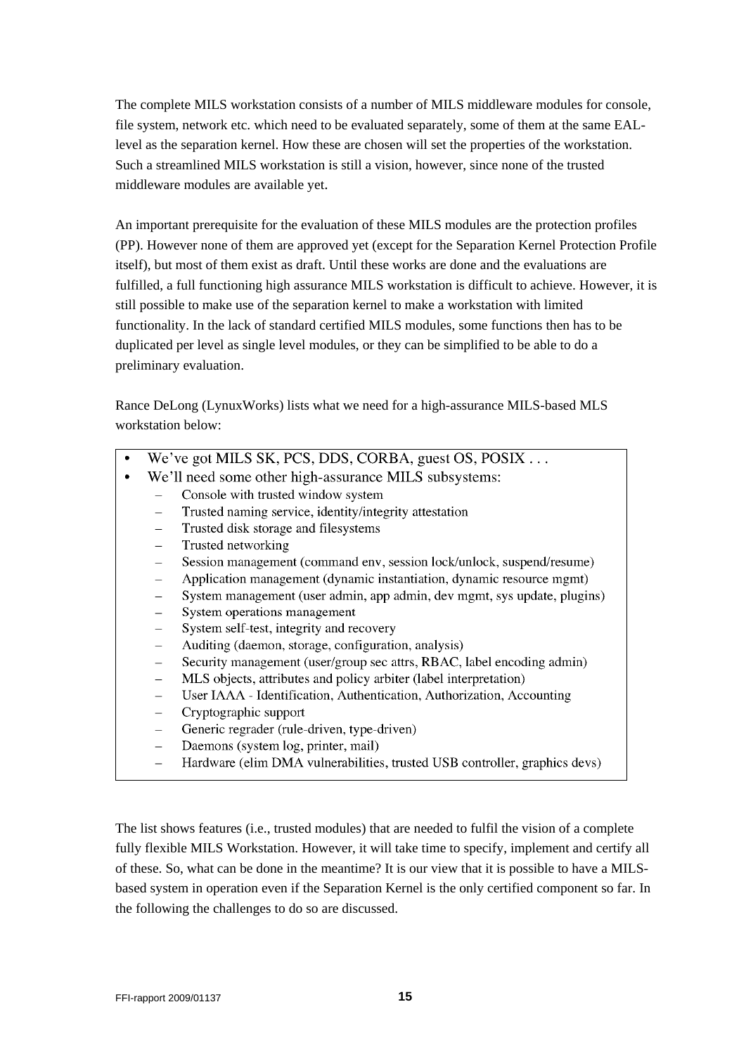The complete MILS workstation consists of a number of MILS middleware modules for console, file system, network etc. which need to be evaluated separately, some of them at the same EAL-level as the separation kernel. How these are chosen will set the properties of the workstation. Such a streamlined MILS workstation is still a vision, however, since none of the trusted middleware modules are available yet.

An important prerequisite for the evaluation of these MILS modules are the protection profiles (PP). However none of them are approved yet (except for the Separation Kernel Protection Profile itself), but most of them exist as draft. Until these works are done and the evaluations are fulfilled, a full functioning high assurance MILS workstation is difficult to achieve. However, it is still possible to make use of the separation kernel to make a workstation with limited functionality. In the lack of standard certified MILS modules, some functions then has to be duplicated per level as single level modules, or they can be simplified to be able to do a preliminary evaluation.

Rance DeLong (LynuxWorks) lists what we need for a high-assurance MILS-based MLS workstation below:

- We've got MILS SK, PCS, DDS, CORBA, guest OS, POSIX . . .
- We'll need some other high-assurance MILS subsystems:
  - Console with trusted window system
  - Trusted naming service, identity/integrity attestation
  - Trusted disk storage and filesystems
  - Trusted networking
  - Session management (command env, session lock/unlock, suspend/resume)
  - Application management (dynamic instantiation, dynamic resource mgmt)
  - System management (user admin, app admin, dev mgmt, sys update, plugins)
  - System operations management
  - System self-test, integrity and recovery
  - Auditing (daemon, storage, configuration, analysis)
  - Security management (user/group sec attrs, RBAC, label encoding admin)
  - MLS objects, attributes and policy arbiter (label interpretation)
  - User IAAA - Identification, Authentication, Authorization, Accounting
  - Cryptographic support
  - Generic regrader (rule-driven, type-driven)
  - Daemons (system log, printer, mail)
  - Hardware (elim DMA vulnerabilities, trusted USB controller, graphics devs)

The list shows features (i.e., trusted modules) that are needed to fulfil the vision of a complete fully flexible MILS Workstation. However, it will take time to specify, implement and certify all of these. So, what can be done in the meantime? It is our view that it is possible to have a MILS-based system in operation even if the Separation Kernel is the only certified component so far. In the following the challenges to do so are discussed.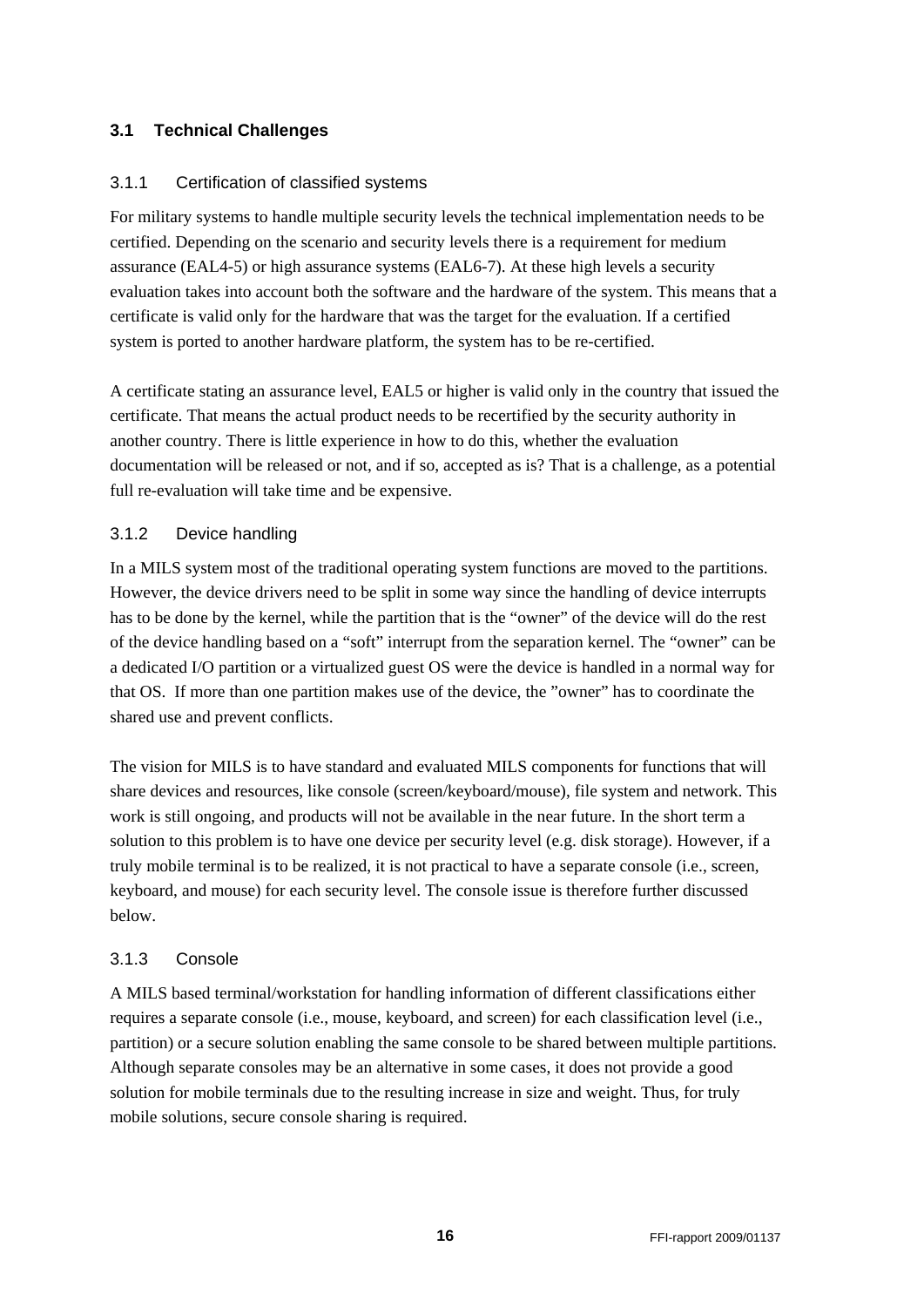## 3.1 Technical Challenges

### 3.1.1 Certification of classified systems

For military systems to handle multiple security levels the technical implementation needs to be certified. Depending on the scenario and security levels there is a requirement for medium assurance (EAL4-5) or high assurance systems (EAL6-7). At these high levels a security evaluation takes into account both the software and the hardware of the system. This means that a certificate is valid only for the hardware that was the target for the evaluation. If a certified system is ported to another hardware platform, the system has to be re-certified.

A certificate stating an assurance level, EAL5 or higher is valid only in the country that issued the certificate. That means the actual product needs to be recertified by the security authority in another country. There is little experience in how to do this, whether the evaluation documentation will be released or not, and if so, accepted as is? That is a challenge, as a potential full re-evaluation will take time and be expensive.

### 3.1.2 Device handling

In a MILS system most of the traditional operating system functions are moved to the partitions. However, the device drivers need to be split in some way since the handling of device interrupts has to be done by the kernel, while the partition that is the "owner" of the device will do the rest of the device handling based on a "soft" interrupt from the separation kernel. The "owner" can be a dedicated I/O partition or a virtualized guest OS were the device is handled in a normal way for that OS. If more than one partition makes use of the device, the "owner" has to coordinate the shared use and prevent conflicts.

The vision for MILS is to have standard and evaluated MILS components for functions that will share devices and resources, like console (screen/keyboard/mouse), file system and network. This work is still ongoing, and products will not be available in the near future. In the short term a solution to this problem is to have one device per security level (e.g. disk storage). However, if a truly mobile terminal is to be realized, it is not practical to have a separate console (i.e., screen, keyboard, and mouse) for each security level. The console issue is therefore further discussed below.

### 3.1.3 Console

A MILS based terminal/workstation for handling information of different classifications either requires a separate console (i.e., mouse, keyboard, and screen) for each classification level (i.e., partition) or a secure solution enabling the same console to be shared between multiple partitions. Although separate consoles may be an alternative in some cases, it does not provide a good solution for mobile terminals due to the resulting increase in size and weight. Thus, for truly mobile solutions, secure console sharing is required.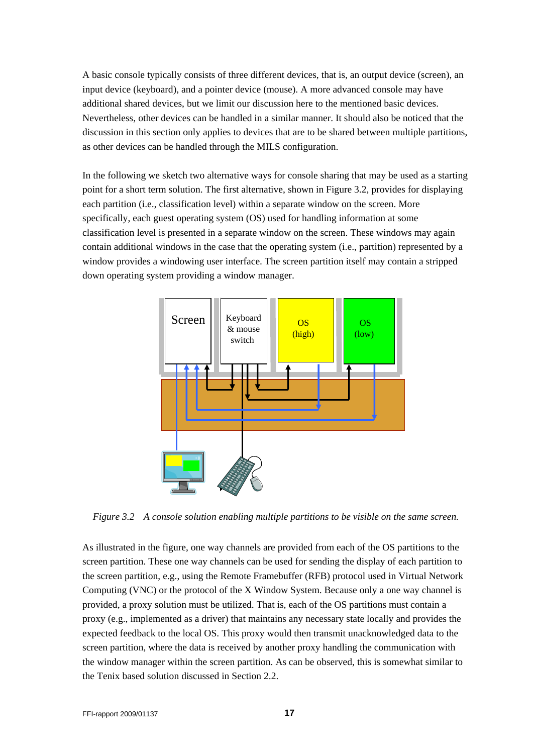A basic console typically consists of three different devices, that is, an output device (screen), an input device (keyboard), and a pointer device (mouse). A more advanced console may have additional shared devices, but we limit our discussion here to the mentioned basic devices. Nevertheless, other devices can be handled in a similar manner. It should also be noticed that the discussion in this section only applies to devices that are to be shared between multiple partitions, as other devices can be handled through the MILS configuration.

In the following we sketch two alternative ways for console sharing that may be used as a starting point for a short term solution. The first alternative, shown in Figure 3.2, provides for displaying each partition (i.e., classification level) within a separate window on the screen. More specifically, each guest operating system (OS) used for handling information at some classification level is presented in a separate window on the screen. These windows may again contain additional windows in the case that the operating system (i.e., partition) represented by a window provides a windowing user interface. The screen partition itself may contain a stripped down operating system providing a window manager.

*Figure 3.2 A console solution enabling multiple partitions to be visible on the same screen.*

As illustrated in the figure, one way channels are provided from each of the OS partitions to the screen partition. These one way channels can be used for sending the display of each partition to the screen partition, e.g., using the Remote Framebuffer (RFB) protocol used in Virtual Network Computing (VNC) or the protocol of the X Window System. Because only a one way channel is provided, a proxy solution must be utilized. That is, each of the OS partitions must contain a proxy (e.g., implemented as a driver) that maintains any necessary state locally and provides the expected feedback to the local OS. This proxy would then transmit unacknowledged data to the screen partition, where the data is received by another proxy handling the communication with the window manager within the screen partition. As can be observed, this is somewhat similar to the Tenix based solution discussed in Section 2.2.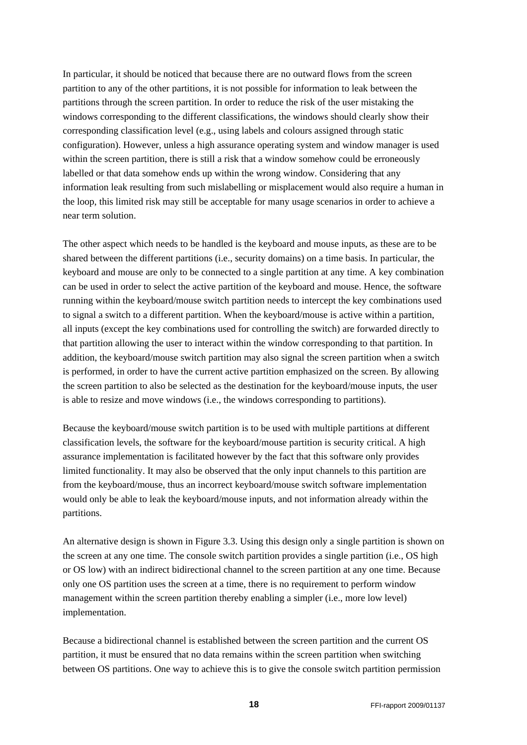In particular, it should be noticed that because there are no outward flows from the screen partition to any of the other partitions, it is not possible for information to leak between the partitions through the screen partition. In order to reduce the risk of the user mistaking the windows corresponding to the different classifications, the windows should clearly show their corresponding classification level (e.g., using labels and colours assigned through static configuration). However, unless a high assurance operating system and window manager is used within the screen partition, there is still a risk that a window somehow could be erroneously labelled or that data somehow ends up within the wrong window. Considering that any information leak resulting from such mislabelling or misplacement would also require a human in the loop, this limited risk may still be acceptable for many usage scenarios in order to achieve a near term solution.

The other aspect which needs to be handled is the keyboard and mouse inputs, as these are to be shared between the different partitions (i.e., security domains) on a time basis. In particular, the keyboard and mouse are only to be connected to a single partition at any time. A key combination can be used in order to select the active partition of the keyboard and mouse. Hence, the software running within the keyboard/mouse switch partition needs to intercept the key combinations used to signal a switch to a different partition. When the keyboard/mouse is active within a partition, all inputs (except the key combinations used for controlling the switch) are forwarded directly to that partition allowing the user to interact within the window corresponding to that partition. In addition, the keyboard/mouse switch partition may also signal the screen partition when a switch is performed, in order to have the current active partition emphasized on the screen. By allowing the screen partition to also be selected as the destination for the keyboard/mouse inputs, the user is able to resize and move windows (i.e., the windows corresponding to partitions).

Because the keyboard/mouse switch partition is to be used with multiple partitions at different classification levels, the software for the keyboard/mouse partition is security critical. A high assurance implementation is facilitated however by the fact that this software only provides limited functionality. It may also be observed that the only input channels to this partition are from the keyboard/mouse, thus an incorrect keyboard/mouse switch software implementation would only be able to leak the keyboard/mouse inputs, and not information already within the partitions.

An alternative design is shown in Figure 3.3. Using this design only a single partition is shown on the screen at any one time. The console switch partition provides a single partition (i.e., OS high or OS low) with an indirect bidirectional channel to the screen partition at any one time. Because only one OS partition uses the screen at a time, there is no requirement to perform window management within the screen partition thereby enabling a simpler (i.e., more low level) implementation.

Because a bidirectional channel is established between the screen partition and the current OS partition, it must be ensured that no data remains within the screen partition when switching between OS partitions. One way to achieve this is to give the console switch partition permission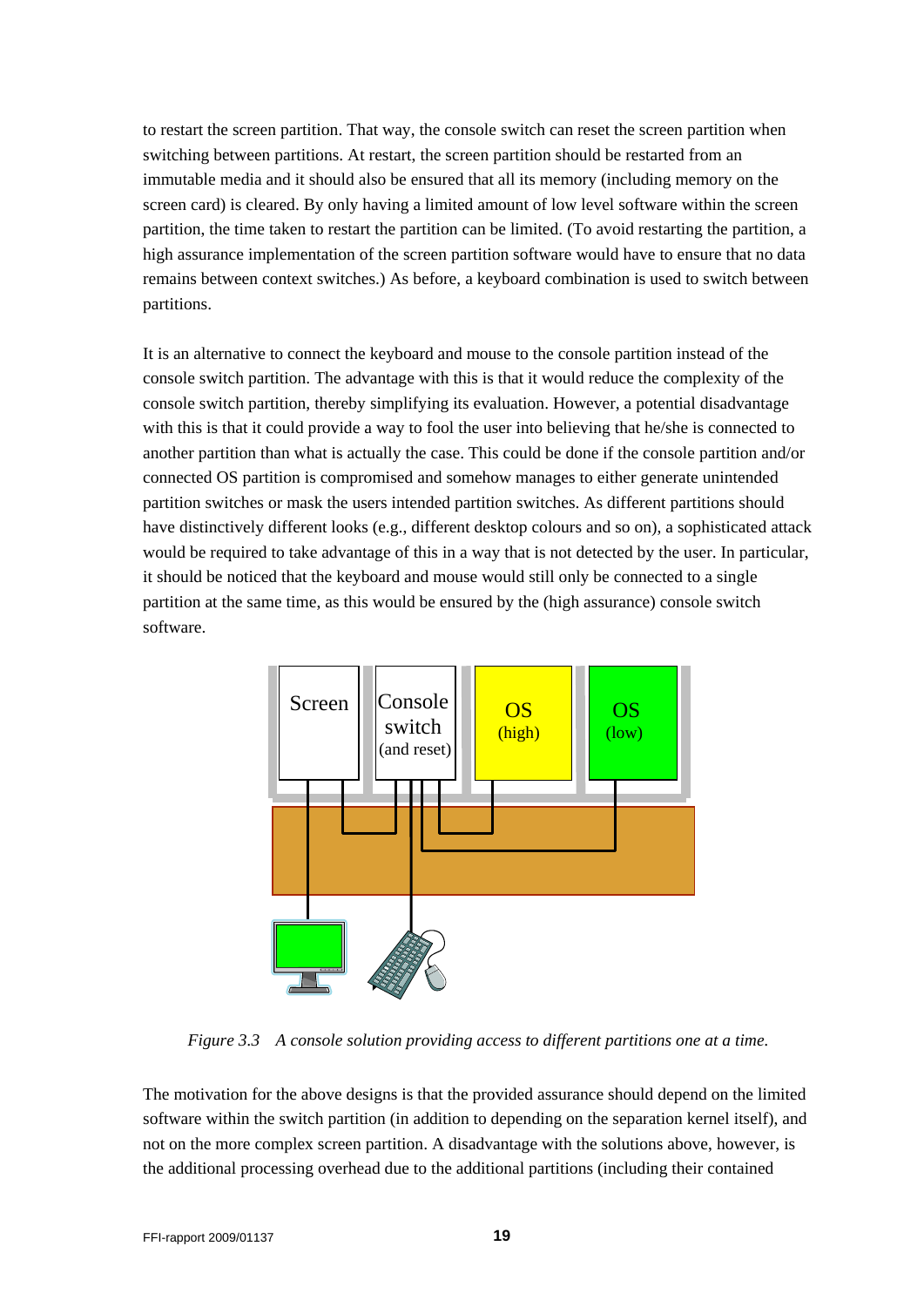to restart the screen partition. That way, the console switch can reset the screen partition when switching between partitions. At restart, the screen partition should be restarted from an immutable media and it should also be ensured that all its memory (including memory on the screen card) is cleared. By only having a limited amount of low level software within the screen partition, the time taken to restart the partition can be limited. (To avoid restarting the partition, a high assurance implementation of the screen partition software would have to ensure that no data remains between context switches.) As before, a keyboard combination is used to switch between partitions.

It is an alternative to connect the keyboard and mouse to the console partition instead of the console switch partition. The advantage with this is that it would reduce the complexity of the console switch partition, thereby simplifying its evaluation. However, a potential disadvantage with this is that it could provide a way to fool the user into believing that he/she is connected to another partition than what is actually the case. This could be done if the console partition and/or connected OS partition is compromised and somehow manages to either generate unintended partition switches or mask the users intended partition switches. As different partitions should have distinctively different looks (e.g., different desktop colours and so on), a sophisticated attack would be required to take advantage of this in a way that is not detected by the user. In particular, it should be noticed that the keyboard and mouse would still only be connected to a single partition at the same time, as this would be ensured by the (high assurance) console switch software.

*Figure 3.3 A console solution providing access to different partitions one at a time.*

The motivation for the above designs is that the provided assurance should depend on the limited software within the switch partition (in addition to depending on the separation kernel itself), and not on the more complex screen partition. A disadvantage with the solutions above, however, is the additional processing overhead due to the additional partitions (including their contained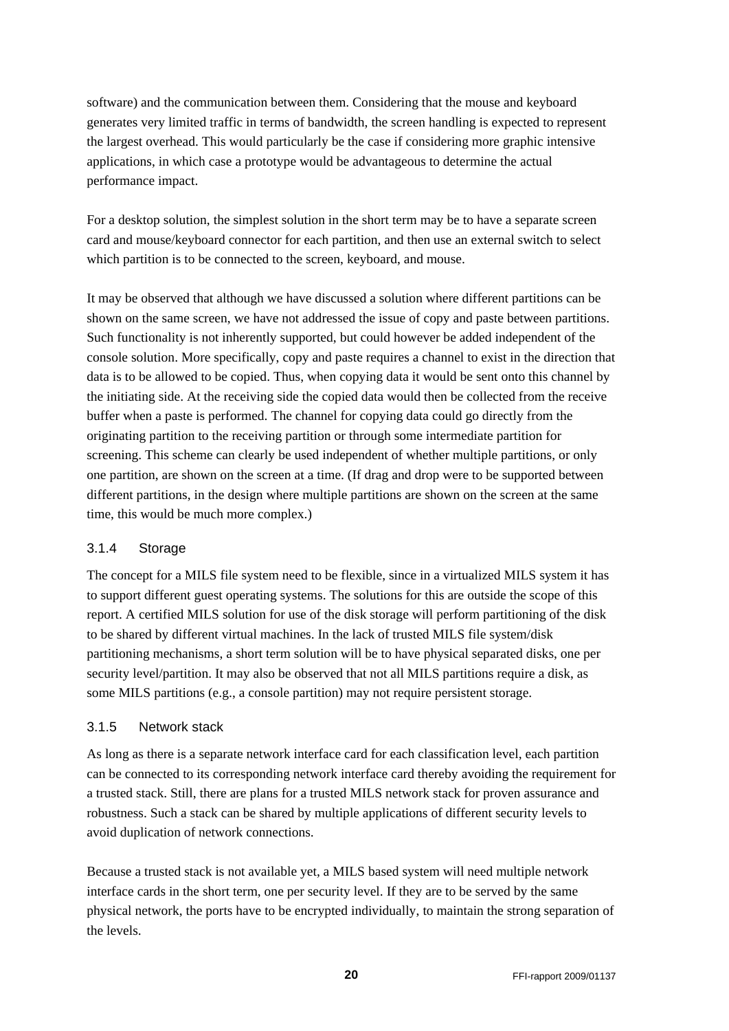software) and the communication between them. Considering that the mouse and keyboard generates very limited traffic in terms of bandwidth, the screen handling is expected to represent the largest overhead. This would particularly be the case if considering more graphic intensive applications, in which case a prototype would be advantageous to determine the actual performance impact.

For a desktop solution, the simplest solution in the short term may be to have a separate screen card and mouse/keyboard connector for each partition, and then use an external switch to select which partition is to be connected to the screen, keyboard, and mouse.

It may be observed that although we have discussed a solution where different partitions can be shown on the same screen, we have not addressed the issue of copy and paste between partitions. Such functionality is not inherently supported, but could however be added independent of the console solution. More specifically, copy and paste requires a channel to exist in the direction that data is to be allowed to be copied. Thus, when copying data it would be sent onto this channel by the initiating side. At the receiving side the copied data would then be collected from the receive buffer when a paste is performed. The channel for copying data could go directly from the originating partition to the receiving partition or through some intermediate partition for screening. This scheme can clearly be used independent of whether multiple partitions, or only one partition, are shown on the screen at a time. (If drag and drop were to be supported between different partitions, in the design where multiple partitions are shown on the screen at the same time, this would be much more complex.)

### 3.1.4 Storage

The concept for a MILS file system need to be flexible, since in a virtualized MILS system it has to support different guest operating systems. The solutions for this are outside the scope of this report. A certified MILS solution for use of the disk storage will perform partitioning of the disk to be shared by different virtual machines. In the lack of trusted MILS file system/disk partitioning mechanisms, a short term solution will be to have physical separated disks, one per security level/partition. It may also be observed that not all MILS partitions require a disk, as some MILS partitions (e.g., a console partition) may not require persistent storage.

### 3.1.5 Network stack

As long as there is a separate network interface card for each classification level, each partition can be connected to its corresponding network interface card thereby avoiding the requirement for a trusted stack. Still, there are plans for a trusted MILS network stack for proven assurance and robustness. Such a stack can be shared by multiple applications of different security levels to avoid duplication of network connections.

Because a trusted stack is not available yet, a MILS based system will need multiple network interface cards in the short term, one per security level. If they are to be served by the same physical network, the ports have to be encrypted individually, to maintain the strong separation of the levels.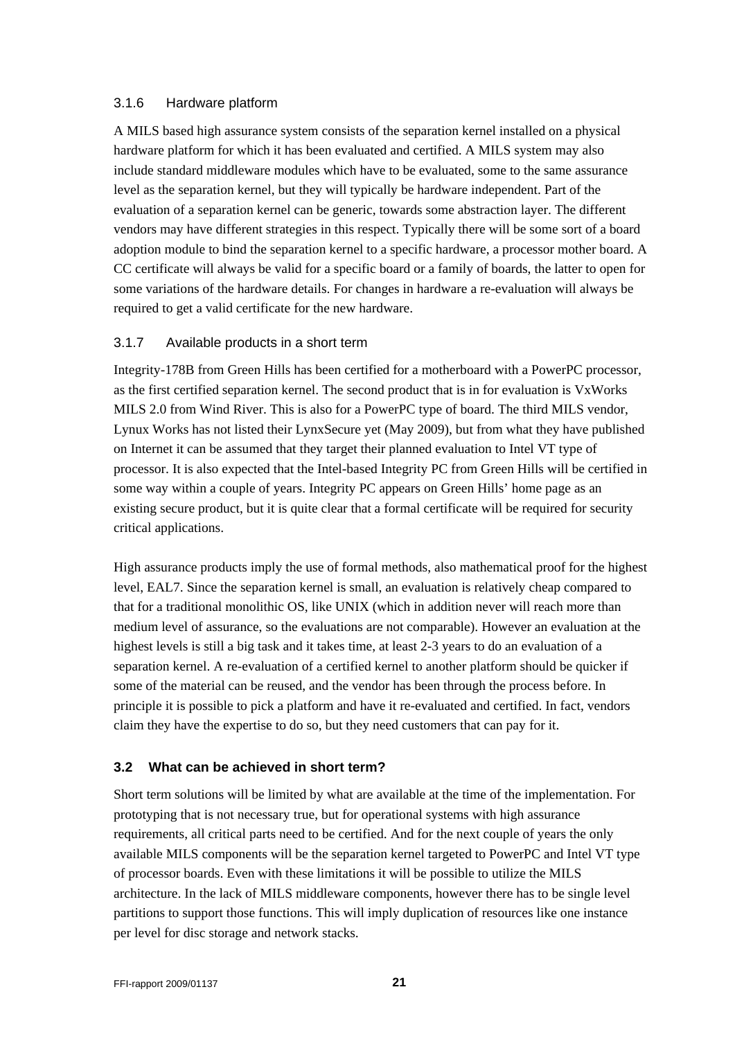### 3.1.6 Hardware platform

A MILS based high assurance system consists of the separation kernel installed on a physical hardware platform for which it has been evaluated and certified. A MILS system may also include standard middleware modules which have to be evaluated, some to the same assurance level as the separation kernel, but they will typically be hardware independent. Part of the evaluation of a separation kernel can be generic, towards some abstraction layer. The different vendors may have different strategies in this respect. Typically there will be some sort of a board adoption module to bind the separation kernel to a specific hardware, a processor mother board. A CC certificate will always be valid for a specific board or a family of boards, the latter to open for some variations of the hardware details. For changes in hardware a re-evaluation will always be required to get a valid certificate for the new hardware.

### 3.1.7 Available products in a short term

Integrity-178B from Green Hills has been certified for a motherboard with a PowerPC processor, as the first certified separation kernel. The second product that is in for evaluation is VxWorks MILS 2.0 from Wind River. This is also for a PowerPC type of board. The third MILS vendor, Lynux Works has not listed their LynxSecure yet (May 2009), but from what they have published on Internet it can be assumed that they target their planned evaluation to Intel VT type of processor. It is also expected that the Intel-based Integrity PC from Green Hills will be certified in some way within a couple of years. Integrity PC appears on Green Hills' home page as an existing secure product, but it is quite clear that a formal certificate will be required for security critical applications.

High assurance products imply the use of formal methods, also mathematical proof for the highest level, EAL7. Since the separation kernel is small, an evaluation is relatively cheap compared to that for a traditional monolithic OS, like UNIX (which in addition never will reach more than medium level of assurance, so the evaluations are not comparable). However an evaluation at the highest levels is still a big task and it takes time, at least 2-3 years to do an evaluation of a separation kernel. A re-evaluation of a certified kernel to another platform should be quicker if some of the material can be reused, and the vendor has been through the process before. In principle it is possible to pick a platform and have it re-evaluated and certified. In fact, vendors claim they have the expertise to do so, but they need customers that can pay for it.

## 3.2 What can be achieved in short term?

Short term solutions will be limited by what are available at the time of the implementation. For prototyping that is not necessary true, but for operational systems with high assurance requirements, all critical parts need to be certified. And for the next couple of years the only available MILS components will be the separation kernel targeted to PowerPC and Intel VT type of processor boards. Even with these limitations it will be possible to utilize the MILS architecture. In the lack of MILS middleware components, however there has to be single level partitions to support those functions. This will imply duplication of resources like one instance per level for disc storage and network stacks.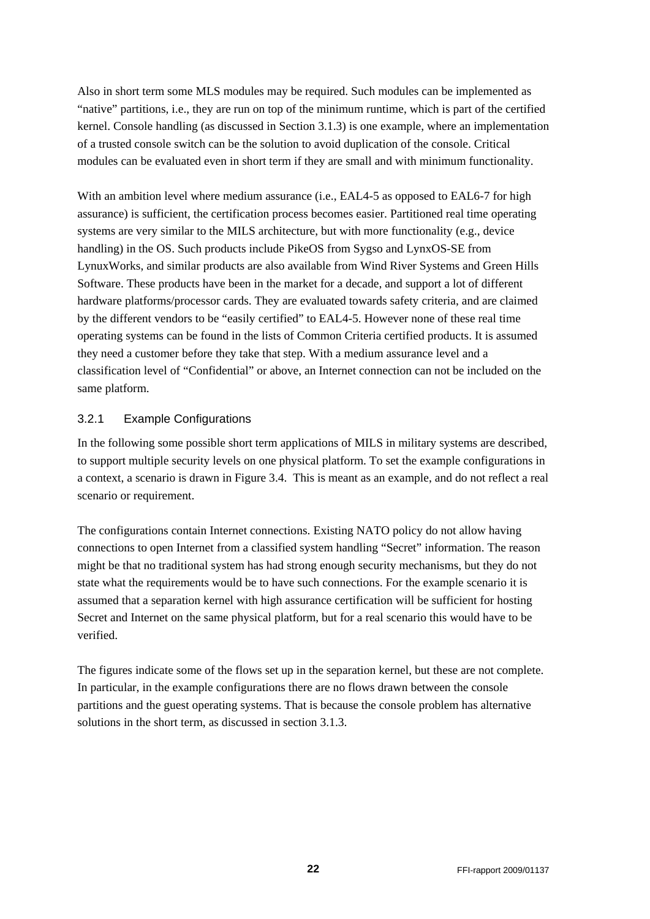Also in short term some MLS modules may be required. Such modules can be implemented as “native” partitions, i.e., they are run on top of the minimum runtime, which is part of the certified kernel. Console handling (as discussed in Section 3.1.3) is one example, where an implementation of a trusted console switch can be the solution to avoid duplication of the console. Critical modules can be evaluated even in short term if they are small and with minimum functionality.

With an ambition level where medium assurance (i.e., EAL4-5 as opposed to EAL6-7 for high assurance) is sufficient, the certification process becomes easier. Partitioned real time operating systems are very similar to the MILS architecture, but with more functionality (e.g., device handling) in the OS. Such products include PikeOS from Sygso and LynxOS-SE from LynuxWorks, and similar products are also available from Wind River Systems and Green Hills Software. These products have been in the market for a decade, and support a lot of different hardware platforms/processor cards. They are evaluated towards safety criteria, and are claimed by the different vendors to be “easily certified” to EAL4-5. However none of these real time operating systems can be found in the lists of Common Criteria certified products. It is assumed they need a customer before they take that step. With a medium assurance level and a classification level of “Confidential” or above, an Internet connection can not be included on the same platform.

### 3.2.1 Example Configurations

In the following some possible short term applications of MILS in military systems are described, to support multiple security levels on one physical platform. To set the example configurations in a context, a scenario is drawn in Figure 3.4. This is meant as an example, and do not reflect a real scenario or requirement.

The configurations contain Internet connections. Existing NATO policy do not allow having connections to open Internet from a classified system handling “Secret” information. The reason might be that no traditional system has had strong enough security mechanisms, but they do not state what the requirements would be to have such connections. For the example scenario it is assumed that a separation kernel with high assurance certification will be sufficient for hosting Secret and Internet on the same physical platform, but for a real scenario this would have to be verified.

The figures indicate some of the flows set up in the separation kernel, but these are not complete. In particular, in the example configurations there are no flows drawn between the console partitions and the guest operating systems. That is because the console problem has alternative solutions in the short term, as discussed in section 3.1.3.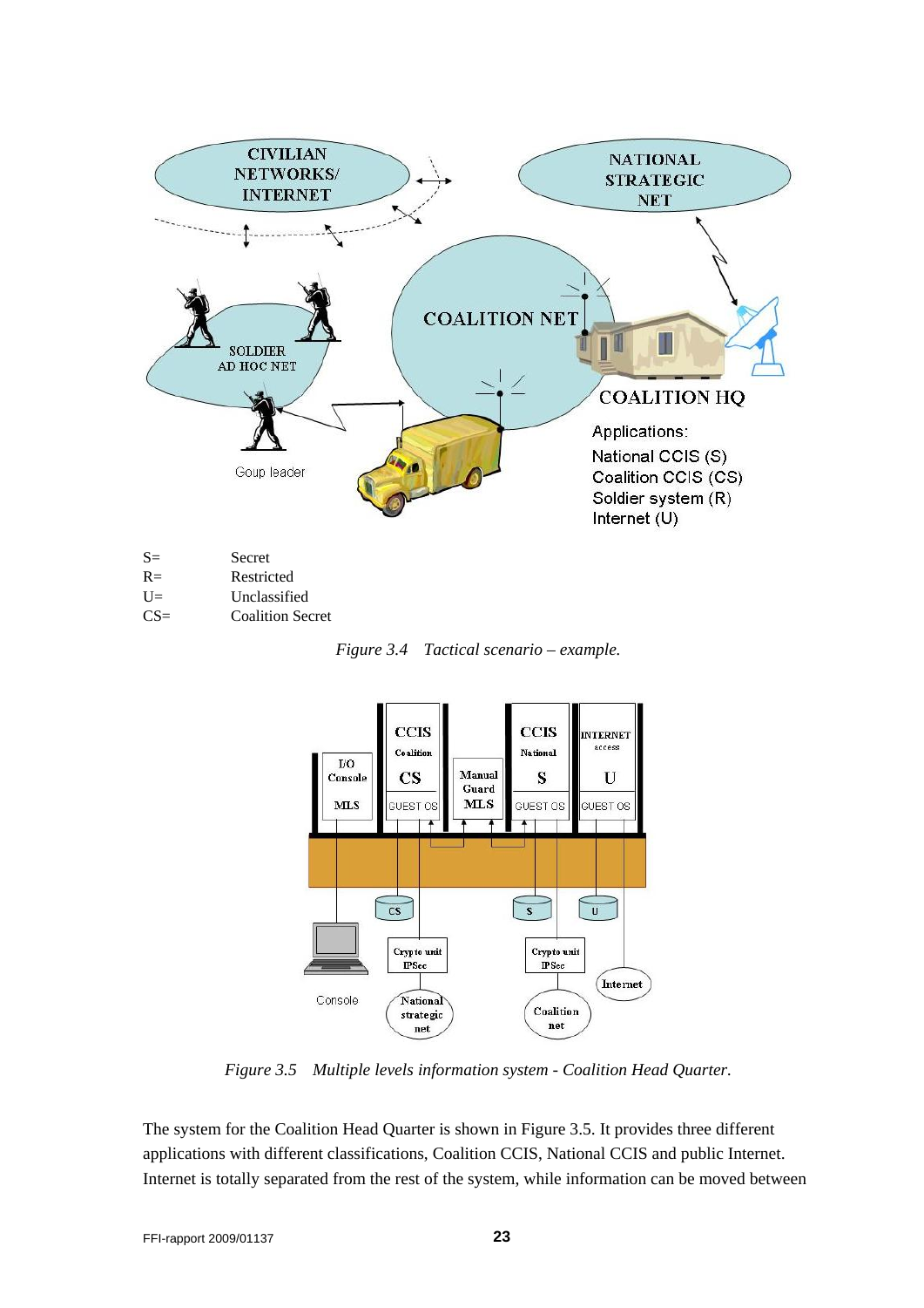S= Secret
R= Restricted
U= Unclassified
CS= Coalition Secret

*Figure 3.4 Tactical scenario – example.*

*Figure 3.5 Multiple levels information system - Coalition Head Quarter.*

The system for the Coalition Head Quarter is shown in Figure 3.5. It provides three different applications with different classifications, Coalition CCIS, National CCIS and public Internet. Internet is totally separated from the rest of the system, while information can be moved between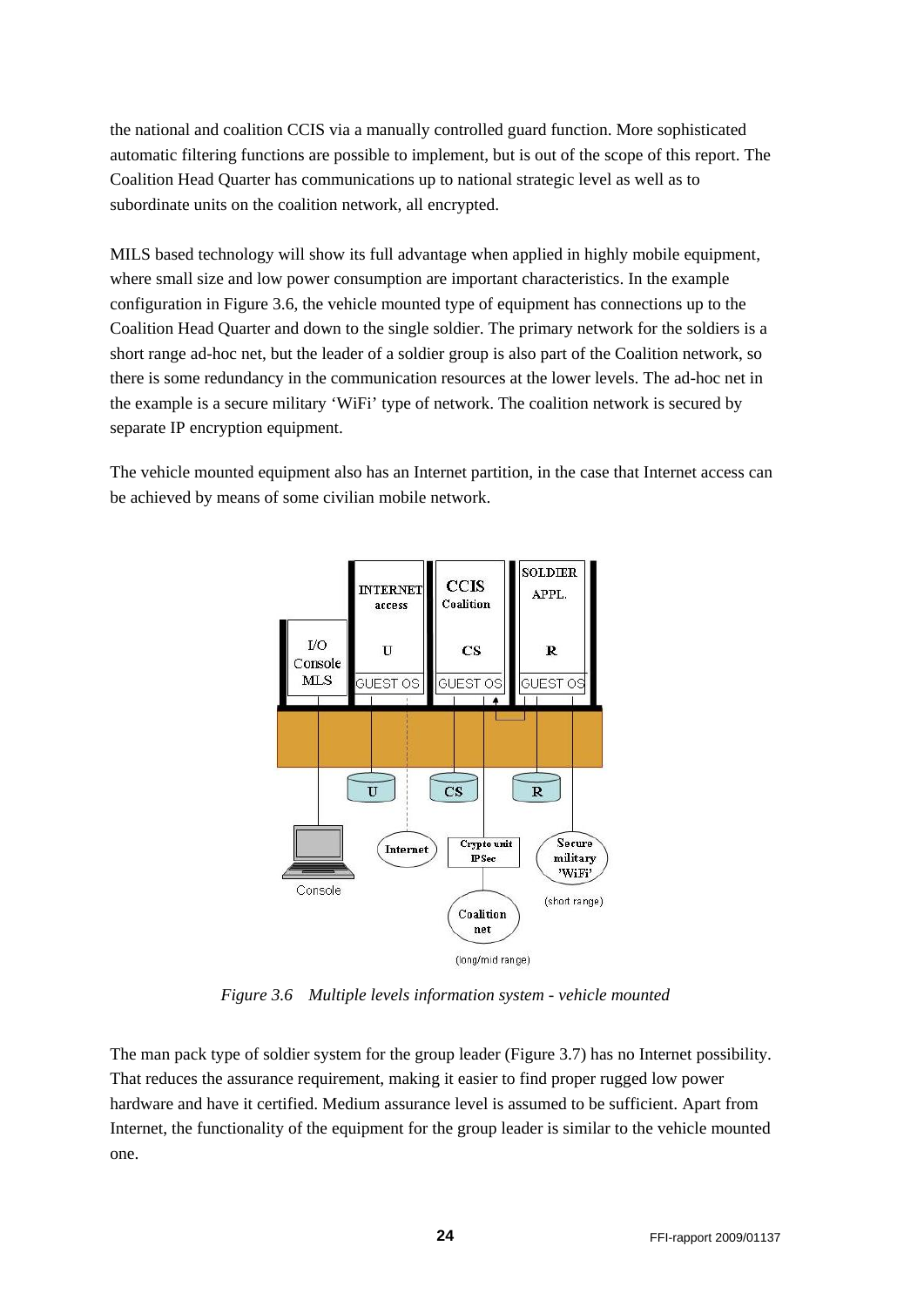the national and coalition CCIS via a manually controlled guard function. More sophisticated automatic filtering functions are possible to implement, but is out of the scope of this report. The Coalition Head Quarter has communications up to national strategic level as well as to subordinate units on the coalition network, all encrypted.

MILS based technology will show its full advantage when applied in highly mobile equipment, where small size and low power consumption are important characteristics. In the example configuration in Figure 3.6, the vehicle mounted type of equipment has connections up to the Coalition Head Quarter and down to the single soldier. The primary network for the soldiers is a short range ad-hoc net, but the leader of a soldier group is also part of the Coalition network, so there is some redundancy in the communication resources at the lower levels. The ad-hoc net in the example is a secure military 'WiFi' type of network. The coalition network is secured by separate IP encryption equipment.

The vehicle mounted equipment also has an Internet partition, in the case that Internet access can be achieved by means of some civilian mobile network.

*Figure 3.6 Multiple levels information system - vehicle mounted*

The man pack type of soldier system for the group leader (Figure 3.7) has no Internet possibility. That reduces the assurance requirement, making it easier to find proper rugged low power hardware and have it certified. Medium assurance level is assumed to be sufficient. Apart from Internet, the functionality of the equipment for the group leader is similar to the vehicle mounted one.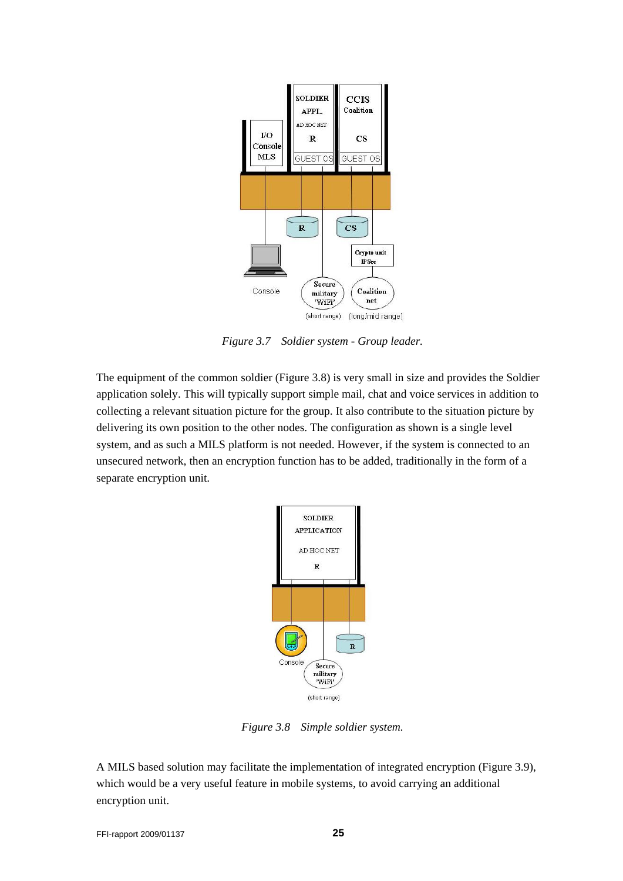*Figure 3.7 Soldier system - Group leader.*

The equipment of the common soldier (Figure 3.8) is very small in size and provides the Soldier application solely. This will typically support simple mail, chat and voice services in addition to collecting a relevant situation picture for the group. It also contribute to the situation picture by delivering its own position to the other nodes. The configuration as shown is a single level system, and as such a MILS platform is not needed. However, if the system is connected to an unsecured network, then an encryption function has to be added, traditionally in the form of a separate encryption unit.

*Figure 3.8 Simple soldier system.*

A MILS based solution may facilitate the implementation of integrated encryption (Figure 3.9), which would be a very useful feature in mobile systems, to avoid carrying an additional encryption unit.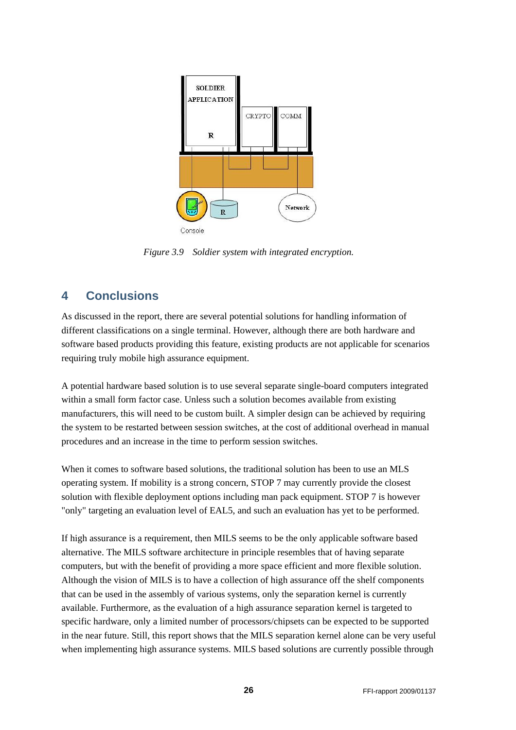*Figure 3.9 Soldier system with integrated encryption.*

# 4 Conclusions

As discussed in the report, there are several potential solutions for handling information of different classifications on a single terminal. However, although there are both hardware and software based products providing this feature, existing products are not applicable for scenarios requiring truly mobile high assurance equipment.

A potential hardware based solution is to use several separate single-board computers integrated within a small form factor case. Unless such a solution becomes available from existing manufacturers, this will need to be custom built. A simpler design can be achieved by requiring the system to be restarted between session switches, at the cost of additional overhead in manual procedures and an increase in the time to perform session switches.

When it comes to software based solutions, the traditional solution has been to use an MLS operating system. If mobility is a strong concern, STOP 7 may currently provide the closest solution with flexible deployment options including man pack equipment. STOP 7 is however "only" targeting an evaluation level of EAL5, and such an evaluation has yet to be performed.

If high assurance is a requirement, then MILS seems to be the only applicable software based alternative. The MILS software architecture in principle resembles that of having separate computers, but with the benefit of providing a more space efficient and more flexible solution. Although the vision of MILS is to have a collection of high assurance off the shelf components that can be used in the assembly of various systems, only the separation kernel is currently available. Furthermore, as the evaluation of a high assurance separation kernel is targeted to specific hardware, only a limited number of processors/chipsets can be expected to be supported in the near future. Still, this report shows that the MILS separation kernel alone can be very useful when implementing high assurance systems. MILS based solutions are currently possible through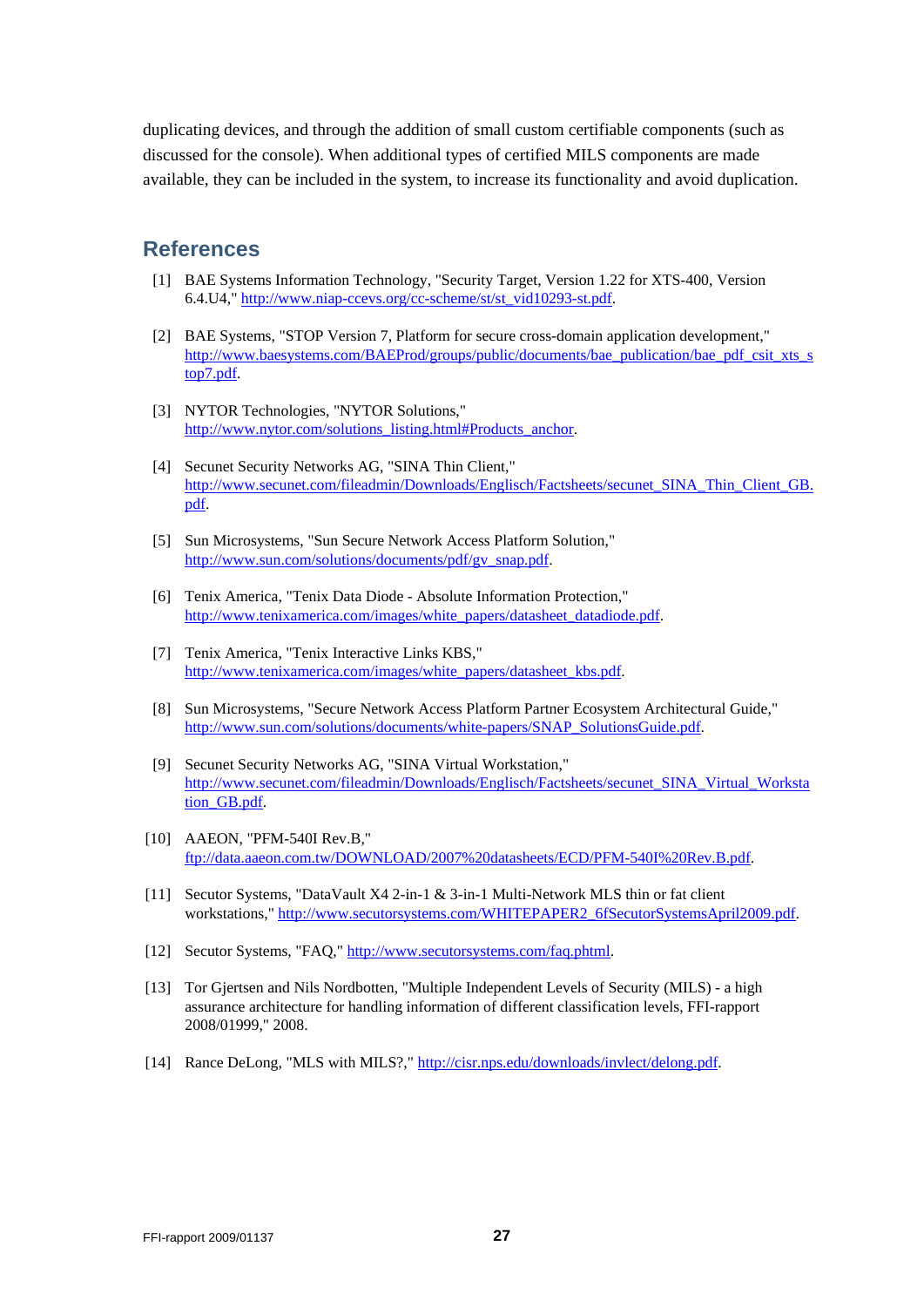duplicating devices, and through the addition of small custom certifiable components (such as discussed for the console). When additional types of certified MILS components are made available, they can be included in the system, to increase its functionality and avoid duplication.

## References

[1] BAE Systems Information Technology, "Security Target, Version 1.22 for XTS-400, Version 6.4.U4," http://www.niap-ccevs.org/cc-scheme/st/st_vid10293-st.pdf.

[2] BAE Systems, "STOP Version 7, Platform for secure cross-domain application development," http://www.baesystems.com/BAEProd/groups/public/documents/bae_publication/bae_pdf_csit_xts_stop7.pdf.

[3] NYTOR Technologies, "NYTOR Solutions," http://www.nytor.com/solutions_listing.html#Products_anchor.

[4] Secunet Security Networks AG, "SINA Thin Client," http://www.secunet.com/fileadmin/Downloads/Englisch/Factsheets/secunet_SINA_Thin_Client_GB.pdf.

[5] Sun Microsystems, "Sun Secure Network Access Platform Solution," http://www.sun.com/solutions/documents/pdf/gv_snap.pdf.

[6] Tenix America, "Tenix Data Diode - Absolute Information Protection," http://www.tenixamerica.com/images/white_papers/datasheet_datadiode.pdf.

[7] Tenix America, "Tenix Interactive Links KBS," http://www.tenixamerica.com/images/white_papers/datasheet_kbs.pdf.

[8] Sun Microsystems, "Secure Network Access Platform Partner Ecosystem Architectural Guide," http://www.sun.com/solutions/documents/white-papers/SNAP_SolutionsGuide.pdf.

[9] Secunet Security Networks AG, "SINA Virtual Workstation," http://www.secunet.com/fileadmin/Downloads/Englisch/Factsheets/secunet_SINA_Virtual_Workstation_GB.pdf.

[10] AAEON, "PFM-540I Rev.B," ftp://data.aaeon.com.tw/DOWNLOAD/2007%20datasheets/ECD/PFM-540I%20Rev.B.pdf.

[11] Secutor Systems, "DataVault X4 2-in-1 & 3-in-1 Multi-Network MLS thin or fat client workstations," http://www.secutorsystems.com/WHITEPAPER2_6fSecutorSystemsApril2009.pdf.

[12] Secutor Systems, "FAQ," http://www.secutorsystems.com/faq.phtml.

[13] Tor Gjertsen and Nils Nordbotten, "Multiple Independent Levels of Security (MILS) - a high assurance architecture for handling information of different classification levels, FFI-rapport 2008/01999," 2008.

[14] Rance DeLong, "MLS with MILS?," http://cisr.nps.edu/downloads/invlect/delong.pdf.